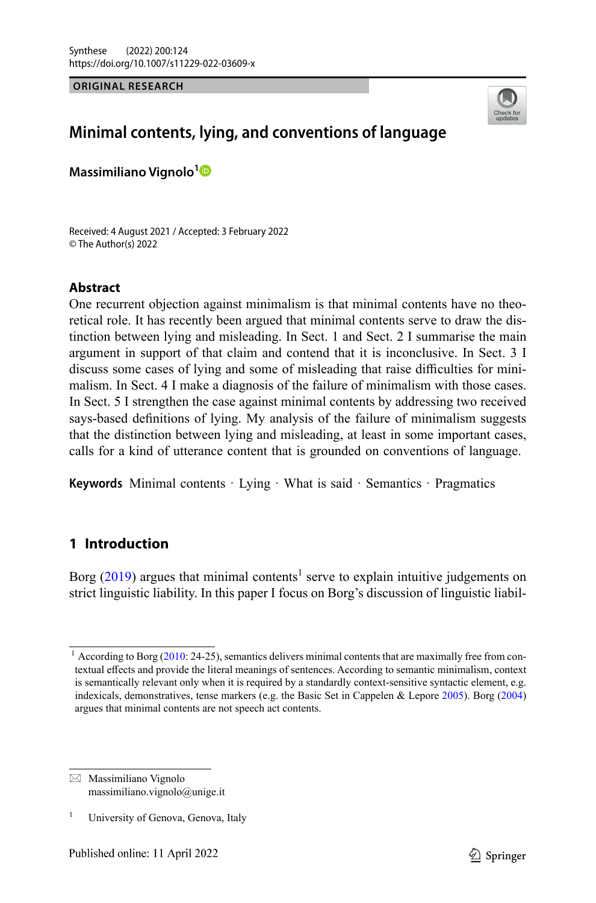ORIGINAL RESEARCH

# Minimal contents, lying, and conventions of language

**Massimiliano Vignolo**[1]

Received: 4 August 2021 / Accepted: 3 February 2022
© The Author(s) 2022

## Abstract

One recurrent objection against minimalism is that minimal contents have no theoretical role. It has recently been argued that minimal contents serve to draw the distinction between lying and misleading. In Sect. 1 and Sect. 2 I summarise the main argument in support of that claim and contend that it is inconclusive. In Sect. 3 I discuss some cases of lying and some of misleading that raise difficulties for minimalism. In Sect. 4 I make a diagnosis of the failure of minimalism with those cases. In Sect. 5 I strengthen the case against minimal contents by addressing two received says-based definitions of lying. My analysis of the failure of minimalism suggests that the distinction between lying and misleading, at least in some important cases, calls for a kind of utterance content that is grounded on conventions of language.

**Keywords** Minimal contents · Lying · What is said · Semantics · Pragmatics

## 1 Introduction

Borg (2019) argues that minimal contents[1] serve to explain intuitive judgements on strict linguistic liability. In this paper I focus on Borg's discussion of linguistic liabil-

[1] According to Borg (2010: 24-25), semantics delivers minimal contents that are maximally free from contextual effects and provide the literal meanings of sentences. According to semantic minimalism, context is semantically relevant only when it is required by a standardly context-sensitive syntactic element, e.g. indexicals, demonstratives, tense markers (e.g. the Basic Set in Cappelen & Lepore 2005). Borg (2004) argues that minimal contents are not speech act contents.

✉ Massimiliano Vignolo
massimiliano.vignolo@unige.it

[1] University of Genova, Genova, Italy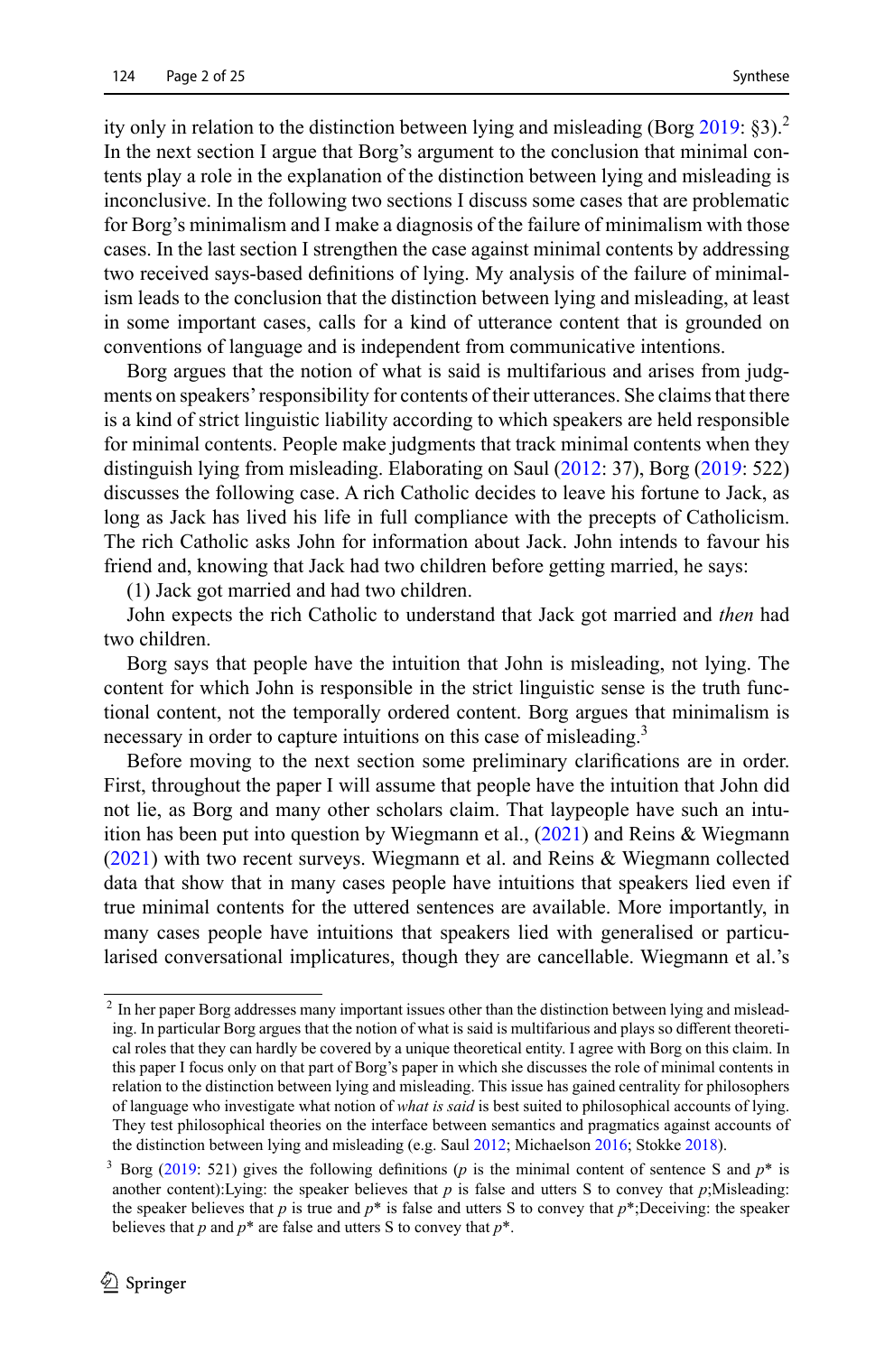ity only in relation to the distinction between lying and misleading (Borg 2019: §3).[2] In the next section I argue that Borg's argument to the conclusion that minimal contents play a role in the explanation of the distinction between lying and misleading is inconclusive. In the following two sections I discuss some cases that are problematic for Borg's minimalism and I make a diagnosis of the failure of minimalism with those cases. In the last section I strengthen the case against minimal contents by addressing two received says-based definitions of lying. My analysis of the failure of minimalism leads to the conclusion that the distinction between lying and misleading, at least in some important cases, calls for a kind of utterance content that is grounded on conventions of language and is independent from communicative intentions.

Borg argues that the notion of what is said is multifarious and arises from judgments on speakers' responsibility for contents of their utterances. She claims that there is a kind of strict linguistic liability according to which speakers are held responsible for minimal contents. People make judgments that track minimal contents when they distinguish lying from misleading. Elaborating on Saul (2012: 37), Borg (2019: 522) discusses the following case. A rich Catholic decides to leave his fortune to Jack, as long as Jack has lived his life in full compliance with the precepts of Catholicism. The rich Catholic asks John for information about Jack. John intends to favour his friend and, knowing that Jack had two children before getting married, he says:

(1) Jack got married and had two children.

John expects the rich Catholic to understand that Jack got married and *then* had two children.

Borg says that people have the intuition that John is misleading, not lying. The content for which John is responsible in the strict linguistic sense is the truth functional content, not the temporally ordered content. Borg argues that minimalism is necessary in order to capture intuitions on this case of misleading.[3]

Before moving to the next section some preliminary clarifications are in order. First, throughout the paper I will assume that people have the intuition that John did not lie, as Borg and many other scholars claim. That laypeople have such an intuition has been put into question by Wiegmann et al., (2021) and Reins & Wiegmann (2021) with two recent surveys. Wiegmann et al. and Reins & Wiegmann collected data that show that in many cases people have intuitions that speakers lied even if true minimal contents for the uttered sentences are available. More importantly, in many cases people have intuitions that speakers lied with generalised or particularised conversational implicatures, though they are cancellable. Wiegmann et al.'s

---

[2] In her paper Borg addresses many important issues other than the distinction between lying and misleading. In particular Borg argues that the notion of what is said is multifarious and plays so different theoretical roles that they can hardly be covered by a unique theoretical entity. I agree with Borg on this claim. In this paper I focus only on that part of Borg's paper in which she discusses the role of minimal contents in relation to the distinction between lying and misleading. This issue has gained centrality for philosophers of language who investigate what notion of *what is said* is best suited to philosophical accounts of lying. They test philosophical theories on the interface between semantics and pragmatics against accounts of the distinction between lying and misleading (e.g. Saul 2012; Michaelson 2016; Stokke 2018).

[3] Borg (2019: 521) gives the following definitions ($p$ is the minimal content of sentence S and $p^*$ is another content):Lying: the speaker believes that $p$ is false and utters S to convey that $p$;Misleading: the speaker believes that $p$ is true and $p^*$ is false and utters S to convey that $p^*$;Deceiving: the speaker believes that $p$ and $p^*$ are false and utters S to convey that $p^*$.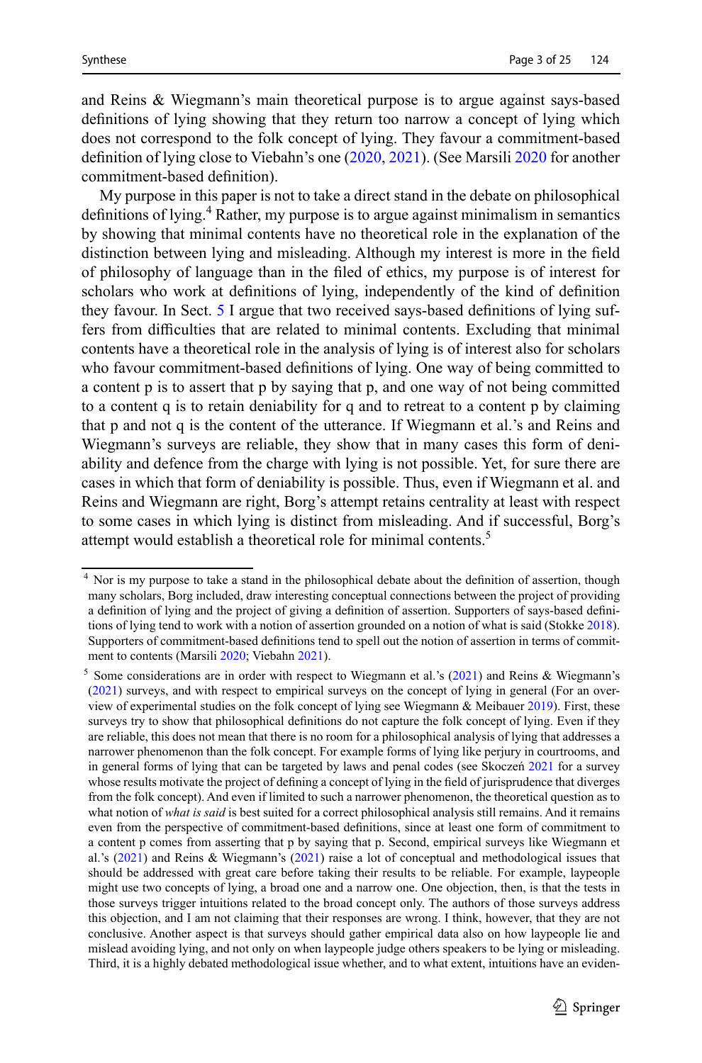and Reins & Wiegmann's main theoretical purpose is to argue against says-based definitions of lying showing that they return too narrow a concept of lying which does not correspond to the folk concept of lying. They favour a commitment-based definition of lying close to Viebahn's one (2020, 2021). (See Marsili 2020 for another commitment-based definition).

My purpose in this paper is not to take a direct stand in the debate on philosophical definitions of lying.[4] Rather, my purpose is to argue against minimalism in semantics by showing that minimal contents have no theoretical role in the explanation of the distinction between lying and misleading. Although my interest is more in the field of philosophy of language than in the filed of ethics, my purpose is of interest for scholars who work at definitions of lying, independently of the kind of definition they favour. In Sect. 5 I argue that two received says-based definitions of lying suffers from difficulties that are related to minimal contents. Excluding that minimal contents have a theoretical role in the analysis of lying is of interest also for scholars who favour commitment-based definitions of lying. One way of being committed to a content p is to assert that p by saying that p, and one way of not being committed to a content q is to retain deniability for q and to retreat to a content p by claiming that p and not q is the content of the utterance. If Wiegmann et al.'s and Reins and Wiegmann's surveys are reliable, they show that in many cases this form of deniability and defence from the charge with lying is not possible. Yet, for sure there are cases in which that form of deniability is possible. Thus, even if Wiegmann et al. and Reins and Wiegmann are right, Borg's attempt retains centrality at least with respect to some cases in which lying is distinct from misleading. And if successful, Borg's attempt would establish a theoretical role for minimal contents.[5]

---

[4] Nor is my purpose to take a stand in the philosophical debate about the definition of assertion, though many scholars, Borg included, draw interesting conceptual connections between the project of providing a definition of lying and the project of giving a definition of assertion. Supporters of says-based definitions of lying tend to work with a notion of assertion grounded on a notion of what is said (Stokke 2018). Supporters of commitment-based definitions tend to spell out the notion of assertion in terms of commitment to contents (Marsili 2020; Viebahn 2021).

[5] Some considerations are in order with respect to Wiegmann et al.'s (2021) and Reins & Wiegmann's (2021) surveys, and with respect to empirical surveys on the concept of lying in general (For an overview of experimental studies on the folk concept of lying see Wiegmann & Meibauer 2019). First, these surveys try to show that philosophical definitions do not capture the folk concept of lying. Even if they are reliable, this does not mean that there is no room for a philosophical analysis of lying that addresses a narrower phenomenon than the folk concept. For example forms of lying like perjury in courtrooms, and in general forms of lying that can be targeted by laws and penal codes (see Skoczeń 2021 for a survey whose results motivate the project of defining a concept of lying in the field of jurisprudence that diverges from the folk concept). And even if limited to such a narrower phenomenon, the theoretical question as to what notion of *what is said* is best suited for a correct philosophical analysis still remains. And it remains even from the perspective of commitment-based definitions, since at least one form of commitment to a content p comes from asserting that p by saying that p. Second, empirical surveys like Wiegmann et al.'s (2021) and Reins & Wiegmann's (2021) raise a lot of conceptual and methodological issues that should be addressed with great care before taking their results to be reliable. For example, laypeople might use two concepts of lying, a broad one and a narrow one. One objection, then, is that the tests in those surveys trigger intuitions related to the broad concept only. The authors of those surveys address this objection, and I am not claiming that their responses are wrong. I think, however, that they are not conclusive. Another aspect is that surveys should gather empirical data also on how laypeople lie and mislead avoiding lying, and not only on when laypeople judge others speakers to be lying or misleading. Third, it is a highly debated methodological issue whether, and to what extent, intuitions have an eviden-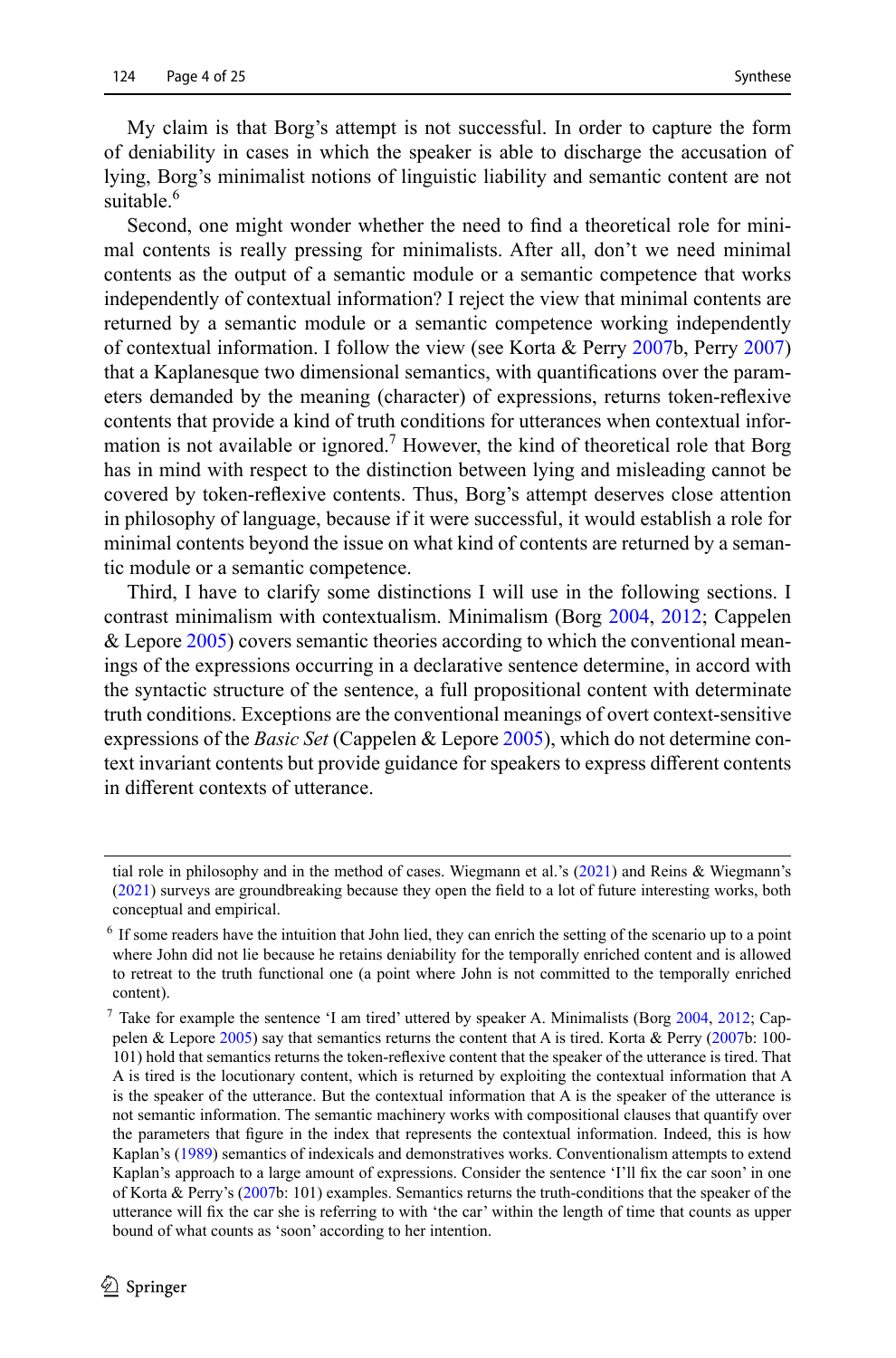My claim is that Borg's attempt is not successful. In order to capture the form of deniability in cases in which the speaker is able to discharge the accusation of lying, Borg's minimalist notions of linguistic liability and semantic content are not suitable.[6]

Second, one might wonder whether the need to find a theoretical role for minimal contents is really pressing for minimalists. After all, don't we need minimal contents as the output of a semantic module or a semantic competence that works independently of contextual information? I reject the view that minimal contents are returned by a semantic module or a semantic competence working independently of contextual information. I follow the view (see Korta & Perry 2007b, Perry 2007) that a Kaplanesque two dimensional semantics, with quantifications over the parameters demanded by the meaning (character) of expressions, returns token-reflexive contents that provide a kind of truth conditions for utterances when contextual information is not available or ignored.[7] However, the kind of theoretical role that Borg has in mind with respect to the distinction between lying and misleading cannot be covered by token-reflexive contents. Thus, Borg's attempt deserves close attention in philosophy of language, because if it were successful, it would establish a role for minimal contents beyond the issue on what kind of contents are returned by a semantic module or a semantic competence.

Third, I have to clarify some distinctions I will use in the following sections. I contrast minimalism with contextualism. Minimalism (Borg 2004, 2012; Cappelen & Lepore 2005) covers semantic theories according to which the conventional meanings of the expressions occurring in a declarative sentence determine, in accord with the syntactic structure of the sentence, a full propositional content with determinate truth conditions. Exceptions are the conventional meanings of overt context-sensitive expressions of the *Basic Set* (Cappelen & Lepore 2005), which do not determine context invariant contents but provide guidance for speakers to express different contents in different contexts of utterance.

---

tial role in philosophy and in the method of cases. Wiegmann et al.'s (2021) and Reins & Wiegmann's (2021) surveys are groundbreaking because they open the field to a lot of future interesting works, both conceptual and empirical.

[6] If some readers have the intuition that John lied, they can enrich the setting of the scenario up to a point where John did not lie because he retains deniability for the temporally enriched content and is allowed to retreat to the truth functional one (a point where John is not committed to the temporally enriched content).

[7] Take for example the sentence 'I am tired' uttered by speaker A. Minimalists (Borg 2004, 2012; Cappelen & Lepore 2005) say that semantics returns the content that A is tired. Korta & Perry (2007b: 100-101) hold that semantics returns the token-reflexive content that the speaker of the utterance is tired. That A is tired is the locutionary content, which is returned by exploiting the contextual information that A is the speaker of the utterance. But the contextual information that A is the speaker of the utterance is not semantic information. The semantic machinery works with compositional clauses that quantify over the parameters that figure in the index that represents the contextual information. Indeed, this is how Kaplan's (1989) semantics of indexicals and demonstratives works. Conventionalism attempts to extend Kaplan's approach to a large amount of expressions. Consider the sentence 'I'll fix the car soon' in one of Korta & Perry's (2007b: 101) examples. Semantics returns the truth-conditions that the speaker of the utterance will fix the car she is referring to with 'the car' within the length of time that counts as upper bound of what counts as 'soon' according to her intention.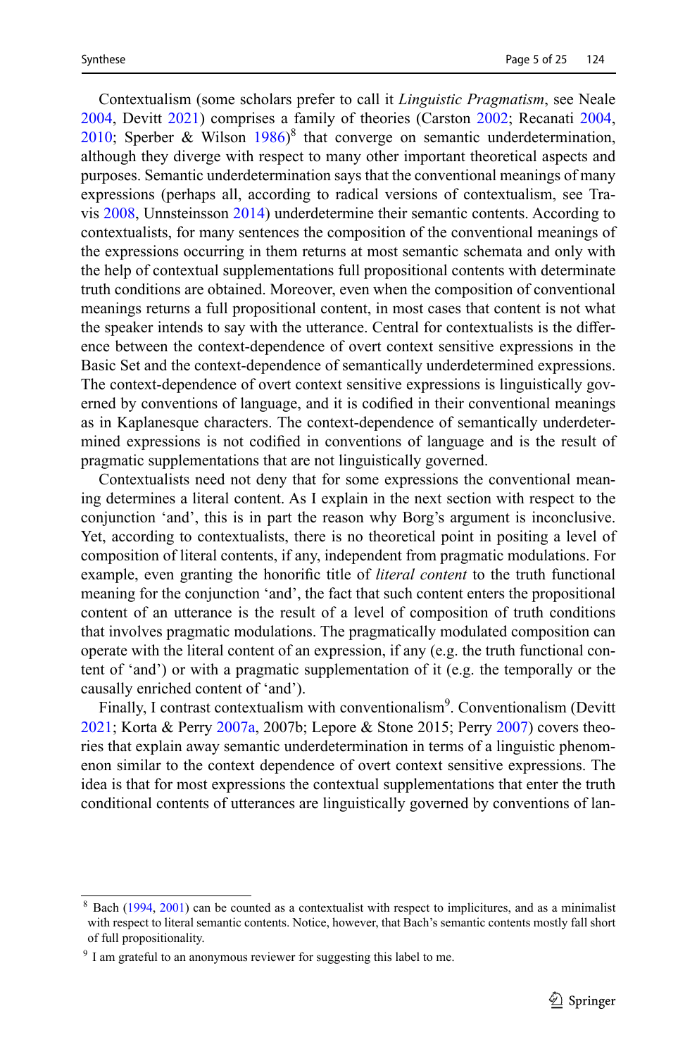Contextualism (some scholars prefer to call it *Linguistic Pragmatism*, see Neale 2004, Devitt 2021) comprises a family of theories (Carston 2002; Recanati 2004, 2010; Sperber & Wilson 1986)[8] that converge on semantic underdetermination, although they diverge with respect to many other important theoretical aspects and purposes. Semantic underdetermination says that the conventional meanings of many expressions (perhaps all, according to radical versions of contextualism, see Travis 2008, Unnsteinsson 2014) underdetermine their semantic contents. According to contextualists, for many sentences the composition of the conventional meanings of the expressions occurring in them returns at most semantic schemata and only with the help of contextual supplementations full propositional contents with determinate truth conditions are obtained. Moreover, even when the composition of conventional meanings returns a full propositional content, in most cases that content is not what the speaker intends to say with the utterance. Central for contextualists is the difference between the context-dependence of overt context sensitive expressions in the Basic Set and the context-dependence of semantically underdetermined expressions. The context-dependence of overt context sensitive expressions is linguistically governed by conventions of language, and it is codified in their conventional meanings as in Kaplanesque characters. The context-dependence of semantically underdetermined expressions is not codified in conventions of language and is the result of pragmatic supplementations that are not linguistically governed.

Contextualists need not deny that for some expressions the conventional meaning determines a literal content. As I explain in the next section with respect to the conjunction 'and', this is in part the reason why Borg's argument is inconclusive. Yet, according to contextualists, there is no theoretical point in positing a level of composition of literal contents, if any, independent from pragmatic modulations. For example, even granting the honorific title of *literal content* to the truth functional meaning for the conjunction 'and', the fact that such content enters the propositional content of an utterance is the result of a level of composition of truth conditions that involves pragmatic modulations. The pragmatically modulated composition can operate with the literal content of an expression, if any (e.g. the truth functional content of 'and') or with a pragmatic supplementation of it (e.g. the temporally or the causally enriched content of 'and').

Finally, I contrast contextualism with conventionalism[9]. Conventionalism (Devitt 2021; Korta & Perry 2007a, 2007b; Lepore & Stone 2015; Perry 2007) covers theories that explain away semantic underdetermination in terms of a linguistic phenomenon similar to the context dependence of overt context sensitive expressions. The idea is that for most expressions the contextual supplementations that enter the truth conditional contents of utterances are linguistically governed by conventions of lan-

---

[8] Bach (1994, 2001) can be counted as a contextualist with respect to implicitures, and as a minimalist with respect to literal semantic contents. Notice, however, that Bach's semantic contents mostly fall short of full propositionality.

[9] I am grateful to an anonymous reviewer for suggesting this label to me.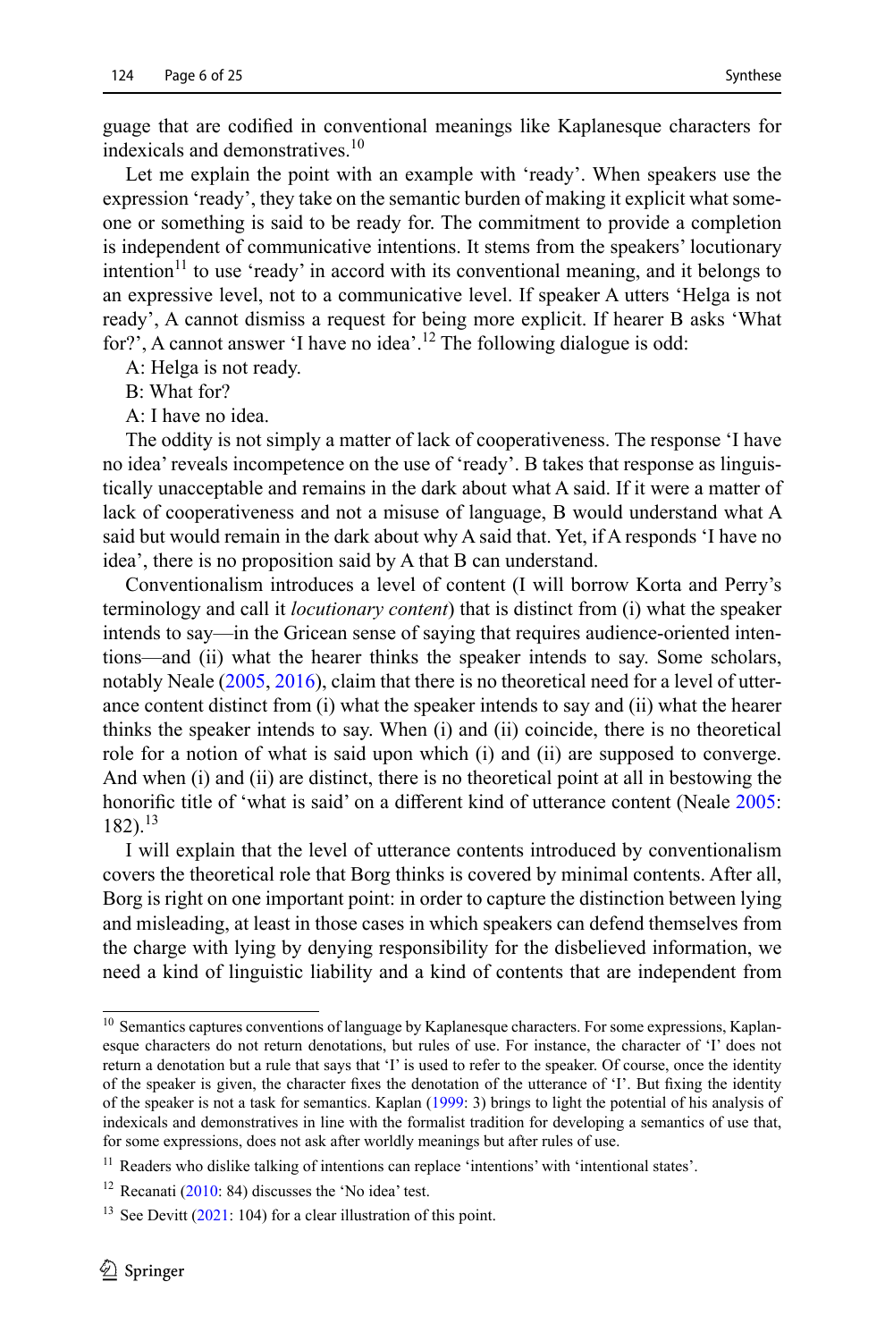guage that are codified in conventional meanings like Kaplanesque characters for indexicals and demonstratives.[10]

Let me explain the point with an example with ‘ready’. When speakers use the expression ‘ready’, they take on the semantic burden of making it explicit what someone or something is said to be ready for. The commitment to provide a completion is independent of communicative intentions. It stems from the speakers’ locutionary intention[11] to use ‘ready’ in accord with its conventional meaning, and it belongs to an expressive level, not to a communicative level. If speaker A utters ‘Helga is not ready’, A cannot dismiss a request for being more explicit. If hearer B asks ‘What for?’, A cannot answer ‘I have no idea’.[12] The following dialogue is odd:

A: Helga is not ready.

B: What for?

A: I have no idea.

The oddity is not simply a matter of lack of cooperativeness. The response ‘I have no idea’ reveals incompetence on the use of ‘ready’. B takes that response as linguistically unacceptable and remains in the dark about what A said. If it were a matter of lack of cooperativeness and not a misuse of language, B would understand what A said but would remain in the dark about why A said that. Yet, if A responds ‘I have no idea’, there is no proposition said by A that B can understand.

Conventionalism introduces a level of content (I will borrow Korta and Perry’s terminology and call it *locutionary content*) that is distinct from (i) what the speaker intends to say—in the Gricean sense of saying that requires audience-oriented intentions—and (ii) what the hearer thinks the speaker intends to say. Some scholars, notably Neale (2005, 2016), claim that there is no theoretical need for a level of utterance content distinct from (i) what the speaker intends to say and (ii) what the hearer thinks the speaker intends to say. When (i) and (ii) coincide, there is no theoretical role for a notion of what is said upon which (i) and (ii) are supposed to converge. And when (i) and (ii) are distinct, there is no theoretical point at all in bestowing the honorific title of ‘what is said’ on a different kind of utterance content (Neale 2005: 182).[13]

I will explain that the level of utterance contents introduced by conventionalism covers the theoretical role that Borg thinks is covered by minimal contents. After all, Borg is right on one important point: in order to capture the distinction between lying and misleading, at least in those cases in which speakers can defend themselves from the charge with lying by denying responsibility for the disbelieved information, we need a kind of linguistic liability and a kind of contents that are independent from

---

[10] Semantics captures conventions of language by Kaplanesque characters. For some expressions, Kaplanesque characters do not return denotations, but rules of use. For instance, the character of ‘I’ does not return a denotation but a rule that says that ‘I’ is used to refer to the speaker. Of course, once the identity of the speaker is given, the character fixes the denotation of the utterance of ‘I’. But fixing the identity of the speaker is not a task for semantics. Kaplan (1999: 3) brings to light the potential of his analysis of indexicals and demonstratives in line with the formalist tradition for developing a semantics of use that, for some expressions, does not ask after worldly meanings but after rules of use.

[11] Readers who dislike talking of intentions can replace ‘intentions’ with ‘intentional states’.

[12] Recanati (2010: 84) discusses the ‘No idea’ test.

[13] See Devitt (2021: 104) for a clear illustration of this point.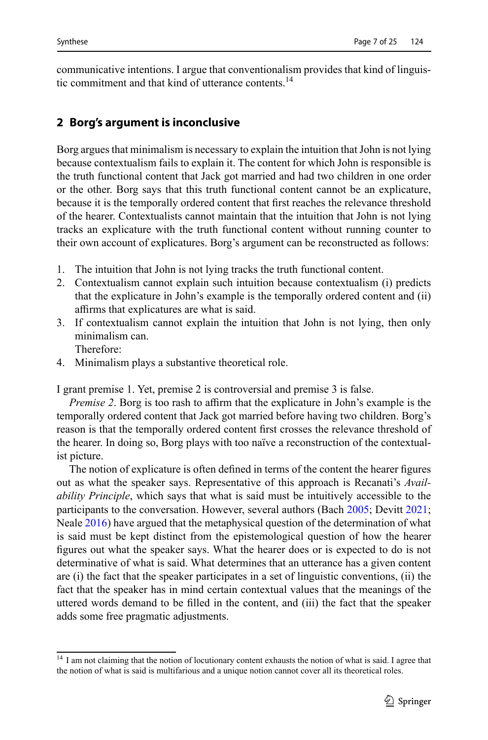communicative intentions. I argue that conventionalism provides that kind of linguistic commitment and that kind of utterance contents.[14]

## 2 Borg's argument is inconclusive

Borg argues that minimalism is necessary to explain the intuition that John is not lying because contextualism fails to explain it. The content for which John is responsible is the truth functional content that Jack got married and had two children in one order or the other. Borg says that this truth functional content cannot be an explicature, because it is the temporally ordered content that first reaches the relevance threshold of the hearer. Contextualists cannot maintain that the intuition that John is not lying tracks an explicature with the truth functional content without running counter to their own account of explicatures. Borg's argument can be reconstructed as follows:

1. The intuition that John is not lying tracks the truth functional content.
2. Contextualism cannot explain such intuition because contextualism (i) predicts that the explicature in John's example is the temporally ordered content and (ii) affirms that explicatures are what is said.
3. If contextualism cannot explain the intuition that John is not lying, then only minimalism can.
   Therefore:
4. Minimalism plays a substantive theoretical role.

I grant premise 1. Yet, premise 2 is controversial and premise 3 is false.

*Premise 2*. Borg is too rash to affirm that the explicature in John's example is the temporally ordered content that Jack got married before having two children. Borg's reason is that the temporally ordered content first crosses the relevance threshold of the hearer. In doing so, Borg plays with too naïve a reconstruction of the contextualist picture.

The notion of explicature is often defined in terms of the content the hearer figures out as what the speaker says. Representative of this approach is Recanati's *Availability Principle*, which says that what is said must be intuitively accessible to the participants to the conversation. However, several authors (Bach 2005; Devitt 2021; Neale 2016) have argued that the metaphysical question of the determination of what is said must be kept distinct from the epistemological question of how the hearer figures out what the speaker says. What the hearer does or is expected to do is not determinative of what is said. What determines that an utterance has a given content are (i) the fact that the speaker participates in a set of linguistic conventions, (ii) the fact that the speaker has in mind certain contextual values that the meanings of the uttered words demand to be filled in the content, and (iii) the fact that the speaker adds some free pragmatic adjustments.

[14] I am not claiming that the notion of locutionary content exhausts the notion of what is said. I agree that the notion of what is said is multifarious and a unique notion cannot cover all its theoretical roles.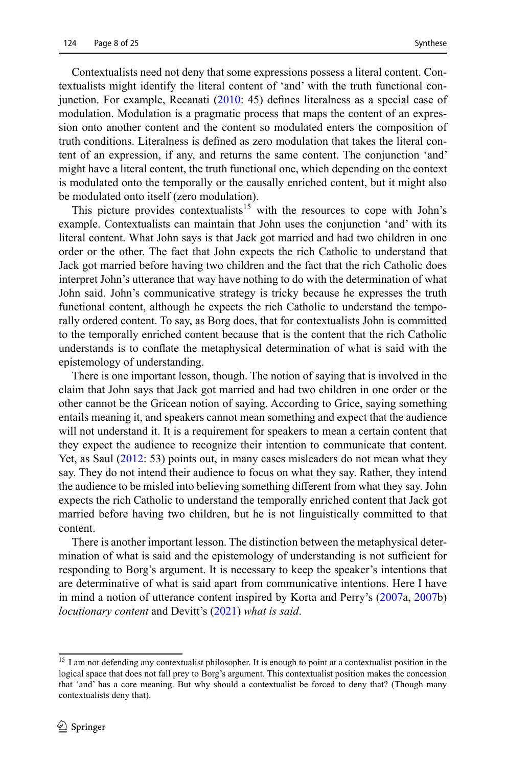Contextualists need not deny that some expressions possess a literal content. Contextualists might identify the literal content of 'and' with the truth functional conjunction. For example, Recanati (2010: 45) defines literalness as a special case of modulation. Modulation is a pragmatic process that maps the content of an expression onto another content and the content so modulated enters the composition of truth conditions. Literalness is defined as zero modulation that takes the literal content of an expression, if any, and returns the same content. The conjunction 'and' might have a literal content, the truth functional one, which depending on the context is modulated onto the temporally or the causally enriched content, but it might also be modulated onto itself (zero modulation).

This picture provides contextualists[15] with the resources to cope with John's example. Contextualists can maintain that John uses the conjunction 'and' with its literal content. What John says is that Jack got married and had two children in one order or the other. The fact that John expects the rich Catholic to understand that Jack got married before having two children and the fact that the rich Catholic does interpret John's utterance that way have nothing to do with the determination of what John said. John's communicative strategy is tricky because he expresses the truth functional content, although he expects the rich Catholic to understand the temporally ordered content. To say, as Borg does, that for contextualists John is committed to the temporally enriched content because that is the content that the rich Catholic understands is to conflate the metaphysical determination of what is said with the epistemology of understanding.

There is one important lesson, though. The notion of saying that is involved in the claim that John says that Jack got married and had two children in one order or the other cannot be the Gricean notion of saying. According to Grice, saying something entails meaning it, and speakers cannot mean something and expect that the audience will not understand it. It is a requirement for speakers to mean a certain content that they expect the audience to recognize their intention to communicate that content. Yet, as Saul (2012: 53) points out, in many cases misleaders do not mean what they say. They do not intend their audience to focus on what they say. Rather, they intend the audience to be misled into believing something different from what they say. John expects the rich Catholic to understand the temporally enriched content that Jack got married before having two children, but he is not linguistically committed to that content.

There is another important lesson. The distinction between the metaphysical determination of what is said and the epistemology of understanding is not sufficient for responding to Borg's argument. It is necessary to keep the speaker's intentions that are determinative of what is said apart from communicative intentions. Here I have in mind a notion of utterance content inspired by Korta and Perry's (2007a, 2007b) *locutionary content* and Devitt's (2021) *what is said*.

[15] I am not defending any contextualist philosopher. It is enough to point at a contextualist position in the logical space that does not fall prey to Borg's argument. This contextualist position makes the concession that 'and' has a core meaning. But why should a contextualist be forced to deny that? (Though many contextualists deny that).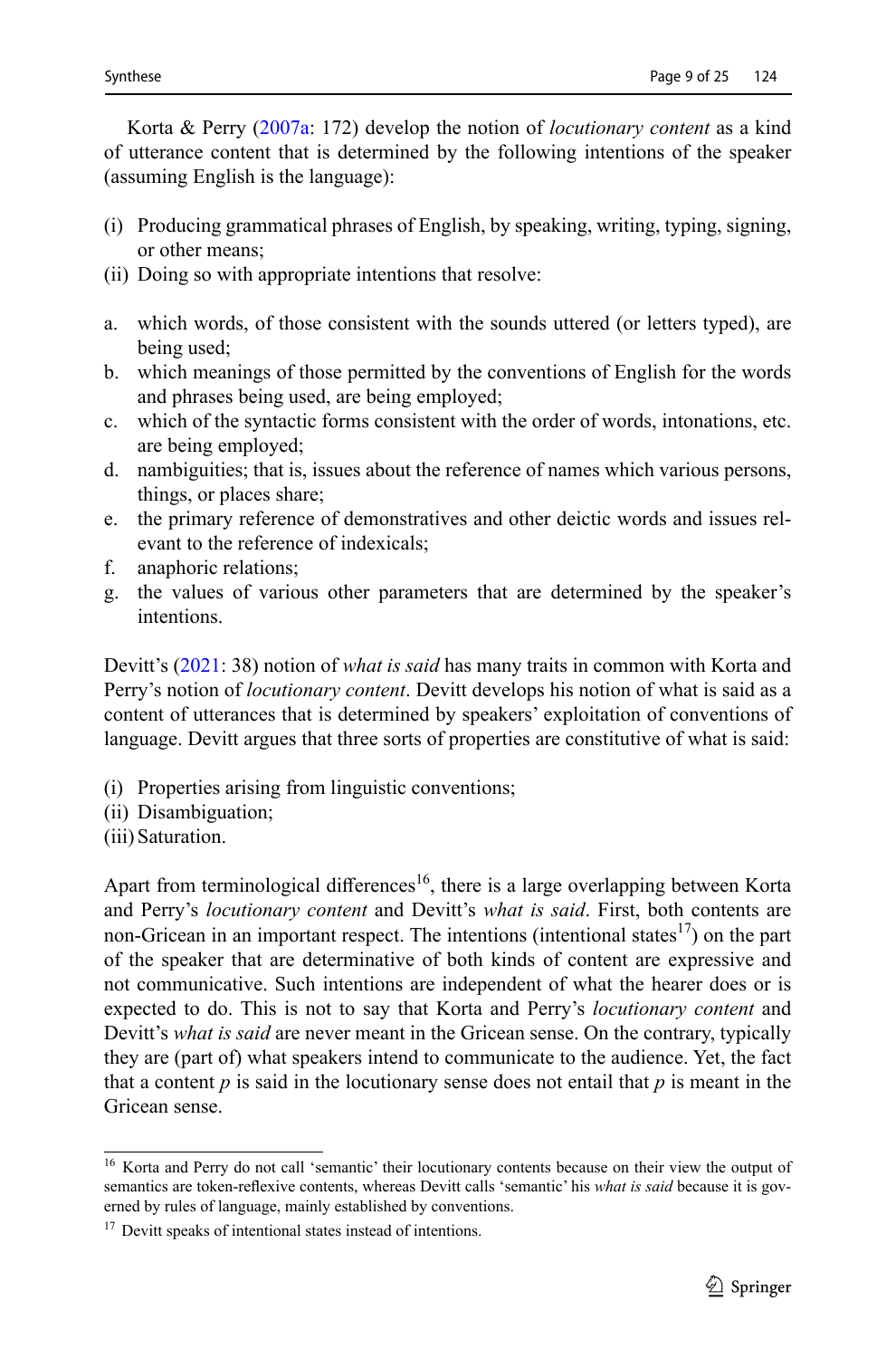Korta & Perry (2007a: 172) develop the notion of *locutionary content* as a kind of utterance content that is determined by the following intentions of the speaker (assuming English is the language):

(i) Producing grammatical phrases of English, by speaking, writing, typing, signing, or other means;
(ii) Doing so with appropriate intentions that resolve:

a. which words, of those consistent with the sounds uttered (or letters typed), are being used;
b. which meanings of those permitted by the conventions of English for the words and phrases being used, are being employed;
c. which of the syntactic forms consistent with the order of words, intonations, etc. are being employed;
d. nambiguities; that is, issues about the reference of names which various persons, things, or places share;
e. the primary reference of demonstratives and other deictic words and issues relevant to the reference of indexicals;
f. anaphoric relations;
g. the values of various other parameters that are determined by the speaker's intentions.

Devitt's (2021: 38) notion of *what is said* has many traits in common with Korta and Perry's notion of *locutionary content*. Devitt develops his notion of what is said as a content of utterances that is determined by speakers' exploitation of conventions of language. Devitt argues that three sorts of properties are constitutive of what is said:

(i) Properties arising from linguistic conventions;
(ii) Disambiguation;
(iii) Saturation.

Apart from terminological differences[16], there is a large overlapping between Korta and Perry's *locutionary content* and Devitt's *what is said*. First, both contents are non-Gricean in an important respect. The intentions (intentional states[17]) on the part of the speaker that are determinative of both kinds of content are expressive and not communicative. Such intentions are independent of what the hearer does or is expected to do. This is not to say that Korta and Perry's *locutionary content* and Devitt's *what is said* are never meant in the Gricean sense. On the contrary, typically they are (part of) what speakers intend to communicate to the audience. Yet, the fact that a content *p* is said in the locutionary sense does not entail that *p* is meant in the Gricean sense.

[16] Korta and Perry do not call 'semantic' their locutionary contents because on their view the output of semantics are token-reflexive contents, whereas Devitt calls 'semantic' his *what is said* because it is governed by rules of language, mainly established by conventions.

[17] Devitt speaks of intentional states instead of intentions.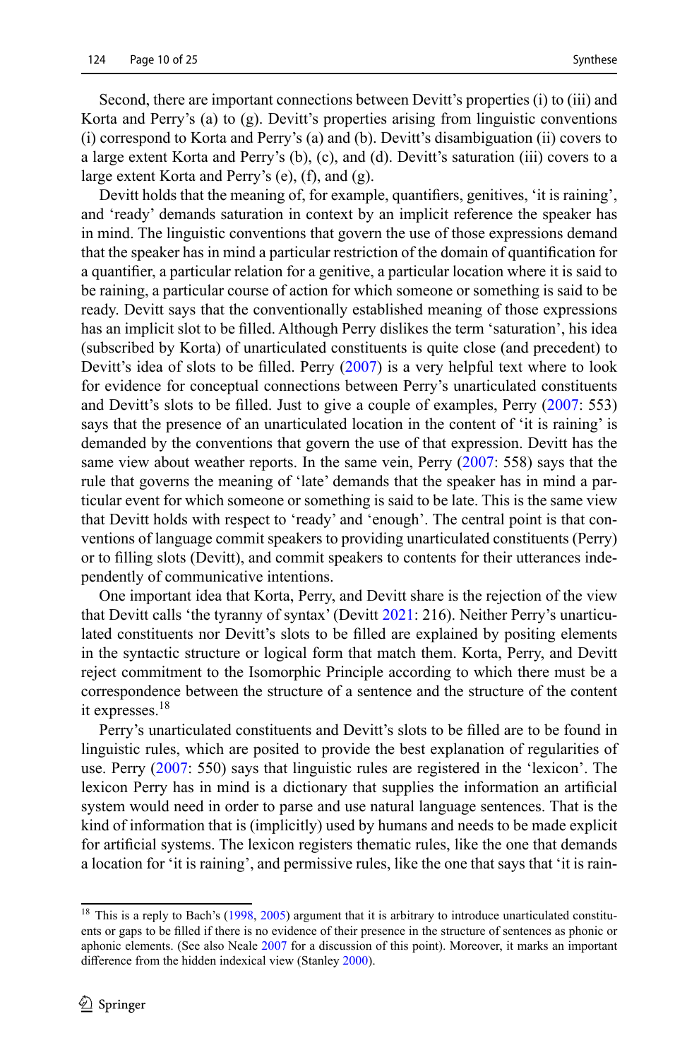Second, there are important connections between Devitt's properties (i) to (iii) and Korta and Perry's (a) to (g). Devitt's properties arising from linguistic conventions (i) correspond to Korta and Perry's (a) and (b). Devitt's disambiguation (ii) covers to a large extent Korta and Perry's (b), (c), and (d). Devitt's saturation (iii) covers to a large extent Korta and Perry's (e), (f), and (g).

Devitt holds that the meaning of, for example, quantifiers, genitives, 'it is raining', and 'ready' demands saturation in context by an implicit reference the speaker has in mind. The linguistic conventions that govern the use of those expressions demand that the speaker has in mind a particular restriction of the domain of quantification for a quantifier, a particular relation for a genitive, a particular location where it is said to be raining, a particular course of action for which someone or something is said to be ready. Devitt says that the conventionally established meaning of those expressions has an implicit slot to be filled. Although Perry dislikes the term 'saturation', his idea (subscribed by Korta) of unarticulated constituents is quite close (and precedent) to Devitt's idea of slots to be filled. Perry (2007) is a very helpful text where to look for evidence for conceptual connections between Perry's unarticulated constituents and Devitt's slots to be filled. Just to give a couple of examples, Perry (2007: 553) says that the presence of an unarticulated location in the content of 'it is raining' is demanded by the conventions that govern the use of that expression. Devitt has the same view about weather reports. In the same vein, Perry (2007: 558) says that the rule that governs the meaning of 'late' demands that the speaker has in mind a particular event for which someone or something is said to be late. This is the same view that Devitt holds with respect to 'ready' and 'enough'. The central point is that conventions of language commit speakers to providing unarticulated constituents (Perry) or to filling slots (Devitt), and commit speakers to contents for their utterances independently of communicative intentions.

One important idea that Korta, Perry, and Devitt share is the rejection of the view that Devitt calls 'the tyranny of syntax' (Devitt 2021: 216). Neither Perry's unarticulated constituents nor Devitt's slots to be filled are explained by positing elements in the syntactic structure or logical form that match them. Korta, Perry, and Devitt reject commitment to the Isomorphic Principle according to which there must be a correspondence between the structure of a sentence and the structure of the content it expresses.[18]

Perry's unarticulated constituents and Devitt's slots to be filled are to be found in linguistic rules, which are posited to provide the best explanation of regularities of use. Perry (2007: 550) says that linguistic rules are registered in the 'lexicon'. The lexicon Perry has in mind is a dictionary that supplies the information an artificial system would need in order to parse and use natural language sentences. That is the kind of information that is (implicitly) used by humans and needs to be made explicit for artificial systems. The lexicon registers thematic rules, like the one that demands a location for 'it is raining', and permissive rules, like the one that says that 'it is rain-

[18] This is a reply to Bach's (1998, 2005) argument that it is arbitrary to introduce unarticulated constituents or gaps to be filled if there is no evidence of their presence in the structure of sentences as phonic or aphonic elements. (See also Neale 2007 for a discussion of this point). Moreover, it marks an important difference from the hidden indexical view (Stanley 2000).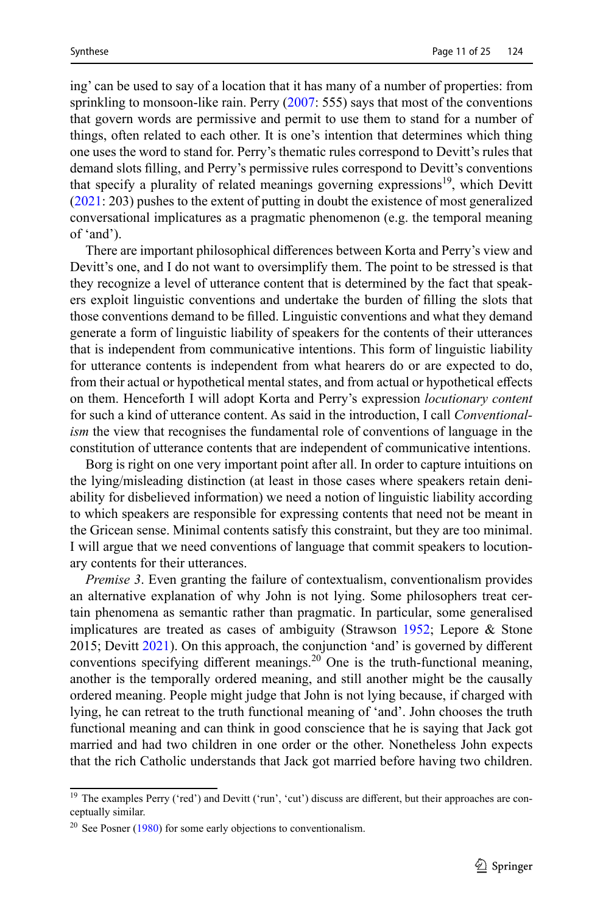ing' can be used to say of a location that it has many of a number of properties: from sprinkling to monsoon-like rain. Perry (2007: 555) says that most of the conventions that govern words are permissive and permit to use them to stand for a number of things, often related to each other. It is one's intention that determines which thing one uses the word to stand for. Perry's thematic rules correspond to Devitt's rules that demand slots filling, and Perry's permissive rules correspond to Devitt's conventions that specify a plurality of related meanings governing expressions[19], which Devitt (2021: 203) pushes to the extent of putting in doubt the existence of most generalized conversational implicatures as a pragmatic phenomenon (e.g. the temporal meaning of 'and').

There are important philosophical differences between Korta and Perry's view and Devitt's one, and I do not want to oversimplify them. The point to be stressed is that they recognize a level of utterance content that is determined by the fact that speakers exploit linguistic conventions and undertake the burden of filling the slots that those conventions demand to be filled. Linguistic conventions and what they demand generate a form of linguistic liability of speakers for the contents of their utterances that is independent from communicative intentions. This form of linguistic liability for utterance contents is independent from what hearers do or are expected to do, from their actual or hypothetical mental states, and from actual or hypothetical effects on them. Henceforth I will adopt Korta and Perry's expression *locutionary content* for such a kind of utterance content. As said in the introduction, I call *Conventionalism* the view that recognises the fundamental role of conventions of language in the constitution of utterance contents that are independent of communicative intentions.

Borg is right on one very important point after all. In order to capture intuitions on the lying/misleading distinction (at least in those cases where speakers retain deniability for disbelieved information) we need a notion of linguistic liability according to which speakers are responsible for expressing contents that need not be meant in the Gricean sense. Minimal contents satisfy this constraint, but they are too minimal. I will argue that we need conventions of language that commit speakers to locutionary contents for their utterances.

*Premise 3*. Even granting the failure of contextualism, conventionalism provides an alternative explanation of why John is not lying. Some philosophers treat certain phenomena as semantic rather than pragmatic. In particular, some generalised implicatures are treated as cases of ambiguity (Strawson 1952; Lepore & Stone 2015; Devitt 2021). On this approach, the conjunction 'and' is governed by different conventions specifying different meanings.[20] One is the truth-functional meaning, another is the temporally ordered meaning, and still another might be the causally ordered meaning. People might judge that John is not lying because, if charged with lying, he can retreat to the truth functional meaning of 'and'. John chooses the truth functional meaning and can think in good conscience that he is saying that Jack got married and had two children in one order or the other. Nonetheless John expects that the rich Catholic understands that Jack got married before having two children.

[19] The examples Perry ('red') and Devitt ('run', 'cut') discuss are different, but their approaches are conceptually similar.

[20] See Posner (1980) for some early objections to conventionalism.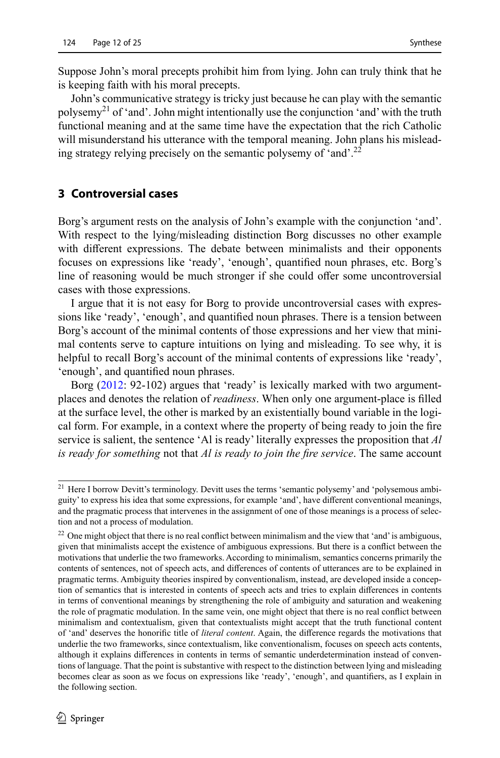Suppose John's moral precepts prohibit him from lying. John can truly think that he is keeping faith with his moral precepts.

John's communicative strategy is tricky just because he can play with the semantic polysemy[21] of 'and'. John might intentionally use the conjunction 'and' with the truth functional meaning and at the same time have the expectation that the rich Catholic will misunderstand his utterance with the temporal meaning. John plans his misleading strategy relying precisely on the semantic polysemy of 'and'.[22]

## 3 Controversial cases

Borg's argument rests on the analysis of John's example with the conjunction 'and'. With respect to the lying/misleading distinction Borg discusses no other example with different expressions. The debate between minimalists and their opponents focuses on expressions like 'ready', 'enough', quantified noun phrases, etc. Borg's line of reasoning would be much stronger if she could offer some uncontroversial cases with those expressions.

I argue that it is not easy for Borg to provide uncontroversial cases with expressions like 'ready', 'enough', and quantified noun phrases. There is a tension between Borg's account of the minimal contents of those expressions and her view that minimal contents serve to capture intuitions on lying and misleading. To see why, it is helpful to recall Borg's account of the minimal contents of expressions like 'ready', 'enough', and quantified noun phrases.

Borg (2012: 92-102) argues that 'ready' is lexically marked with two argument-places and denotes the relation of *readiness*. When only one argument-place is filled at the surface level, the other is marked by an existentially bound variable in the logical form. For example, in a context where the property of being ready to join the fire service is salient, the sentence 'Al is ready' literally expresses the proposition that *Al is ready for something* not that *Al is ready to join the fire service*. The same account

---

[21] Here I borrow Devitt's terminology. Devitt uses the terms 'semantic polysemy' and 'polysemous ambiguity' to express his idea that some expressions, for example 'and', have different conventional meanings, and the pragmatic process that intervenes in the assignment of one of those meanings is a process of selection and not a process of modulation.

[22] One might object that there is no real conflict between minimalism and the view that 'and' is ambiguous, given that minimalists accept the existence of ambiguous expressions. But there is a conflict between the motivations that underlie the two frameworks. According to minimalism, semantics concerns primarily the contents of sentences, not of speech acts, and differences of contents of utterances are to be explained in pragmatic terms. Ambiguity theories inspired by conventionalism, instead, are developed inside a conception of semantics that is interested in contents of speech acts and tries to explain differences in contents in terms of conventional meanings by strengthening the role of ambiguity and saturation and weakening the role of pragmatic modulation. In the same vein, one might object that there is no real conflict between minimalism and contextualism, given that contextualists might accept that the truth functional content of 'and' deserves the honorific title of *literal content*. Again, the difference regards the motivations that underlie the two frameworks, since contextualism, like conventionalism, focuses on speech acts contents, although it explains differences in contents in terms of semantic underdetermination instead of conventions of language. That the point is substantive with respect to the distinction between lying and misleading becomes clear as soon as we focus on expressions like 'ready', 'enough', and quantifiers, as I explain in the following section.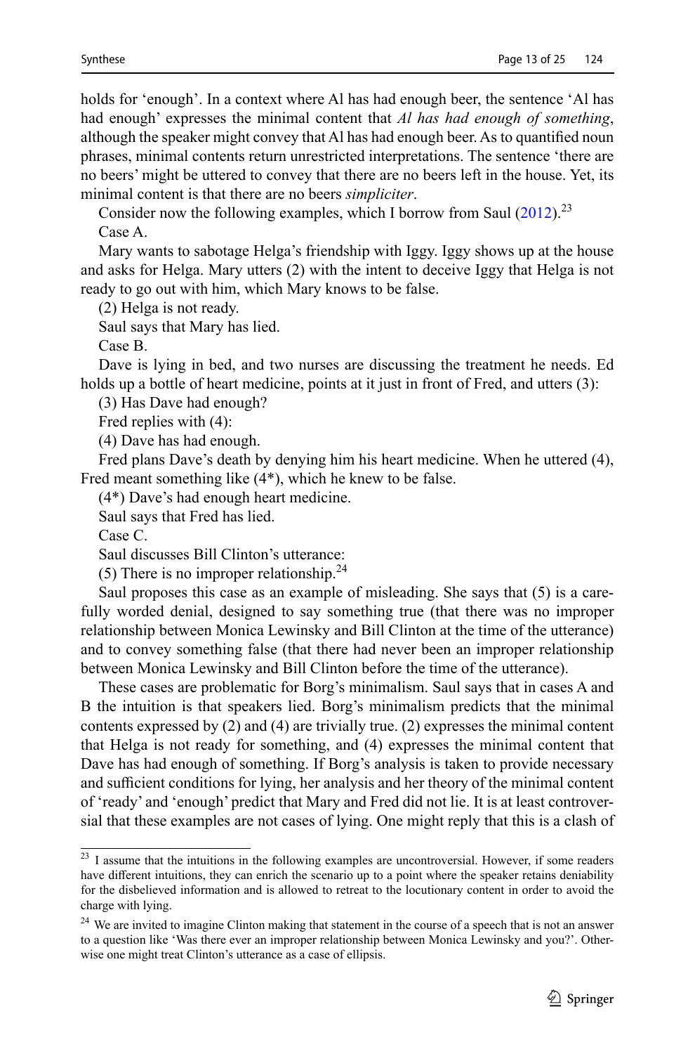holds for 'enough'. In a context where Al has had enough beer, the sentence 'Al has had enough' expresses the minimal content that *Al has had enough of something*, although the speaker might convey that Al has had enough beer. As to quantified noun phrases, minimal contents return unrestricted interpretations. The sentence 'there are no beers' might be uttered to convey that there are no beers left in the house. Yet, its minimal content is that there are no beers *simpliciter*.

Consider now the following examples, which I borrow from Saul (2012).[23]

Case A.

Mary wants to sabotage Helga's friendship with Iggy. Iggy shows up at the house and asks for Helga. Mary utters (2) with the intent to deceive Iggy that Helga is not ready to go out with him, which Mary knows to be false.

(2) Helga is not ready.

Saul says that Mary has lied.

Case B.

Dave is lying in bed, and two nurses are discussing the treatment he needs. Ed holds up a bottle of heart medicine, points at it just in front of Fred, and utters (3):

(3) Has Dave had enough?

Fred replies with (4):

(4) Dave has had enough.

Fred plans Dave's death by denying him his heart medicine. When he uttered (4), Fred meant something like (4*), which he knew to be false.

(4*) Dave's had enough heart medicine.

Saul says that Fred has lied.

Case C.

Saul discusses Bill Clinton's utterance:

(5) There is no improper relationship.[24]

Saul proposes this case as an example of misleading. She says that (5) is a carefully worded denial, designed to say something true (that there was no improper relationship between Monica Lewinsky and Bill Clinton at the time of the utterance) and to convey something false (that there had never been an improper relationship between Monica Lewinsky and Bill Clinton before the time of the utterance).

These cases are problematic for Borg's minimalism. Saul says that in cases A and B the intuition is that speakers lied. Borg's minimalism predicts that the minimal contents expressed by (2) and (4) are trivially true. (2) expresses the minimal content that Helga is not ready for something, and (4) expresses the minimal content that Dave has had enough of something. If Borg's analysis is taken to provide necessary and sufficient conditions for lying, her analysis and her theory of the minimal content of 'ready' and 'enough' predict that Mary and Fred did not lie. It is at least controversial that these examples are not cases of lying. One might reply that this is a clash of

---

[23] I assume that the intuitions in the following examples are uncontroversial. However, if some readers have different intuitions, they can enrich the scenario up to a point where the speaker retains deniability for the disbelieved information and is allowed to retreat to the locutionary content in order to avoid the charge with lying.

[24] We are invited to imagine Clinton making that statement in the course of a speech that is not an answer to a question like 'Was there ever an improper relationship between Monica Lewinsky and you?'. Otherwise one might treat Clinton's utterance as a case of ellipsis.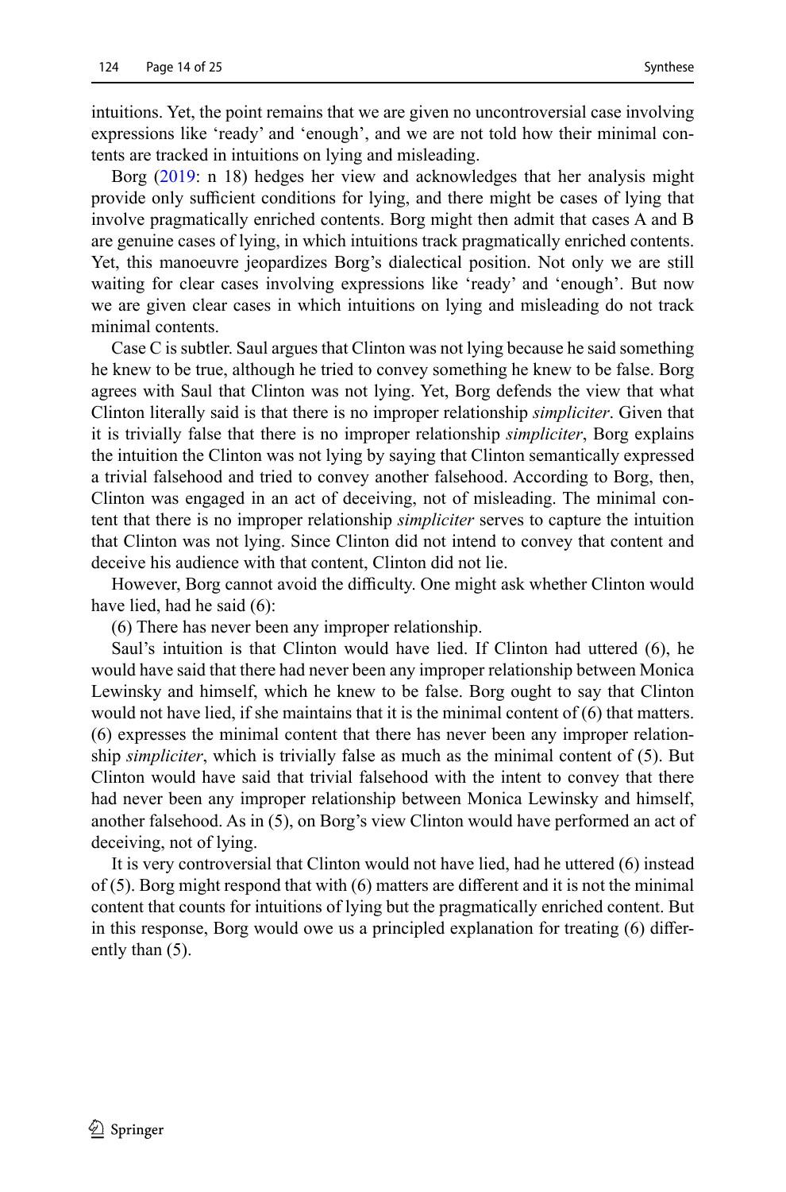intuitions. Yet, the point remains that we are given no uncontroversial case involving expressions like 'ready' and 'enough', and we are not told how their minimal contents are tracked in intuitions on lying and misleading.

Borg (2019: n 18) hedges her view and acknowledges that her analysis might provide only sufficient conditions for lying, and there might be cases of lying that involve pragmatically enriched contents. Borg might then admit that cases A and B are genuine cases of lying, in which intuitions track pragmatically enriched contents. Yet, this manoeuvre jeopardizes Borg's dialectical position. Not only we are still waiting for clear cases involving expressions like 'ready' and 'enough'. But now we are given clear cases in which intuitions on lying and misleading do not track minimal contents.

Case C is subtler. Saul argues that Clinton was not lying because he said something he knew to be true, although he tried to convey something he knew to be false. Borg agrees with Saul that Clinton was not lying. Yet, Borg defends the view that what Clinton literally said is that there is no improper relationship *simpliciter*. Given that it is trivially false that there is no improper relationship *simpliciter*, Borg explains the intuition the Clinton was not lying by saying that Clinton semantically expressed a trivial falsehood and tried to convey another falsehood. According to Borg, then, Clinton was engaged in an act of deceiving, not of misleading. The minimal content that there is no improper relationship *simpliciter* serves to capture the intuition that Clinton was not lying. Since Clinton did not intend to convey that content and deceive his audience with that content, Clinton did not lie.

However, Borg cannot avoid the difficulty. One might ask whether Clinton would have lied, had he said (6):

(6) There has never been any improper relationship.

Saul's intuition is that Clinton would have lied. If Clinton had uttered (6), he would have said that there had never been any improper relationship between Monica Lewinsky and himself, which he knew to be false. Borg ought to say that Clinton would not have lied, if she maintains that it is the minimal content of (6) that matters. (6) expresses the minimal content that there has never been any improper relationship *simpliciter*, which is trivially false as much as the minimal content of (5). But Clinton would have said that trivial falsehood with the intent to convey that there had never been any improper relationship between Monica Lewinsky and himself, another falsehood. As in (5), on Borg's view Clinton would have performed an act of deceiving, not of lying.

It is very controversial that Clinton would not have lied, had he uttered (6) instead of (5). Borg might respond that with (6) matters are different and it is not the minimal content that counts for intuitions of lying but the pragmatically enriched content. But in this response, Borg would owe us a principled explanation for treating (6) differently than (5).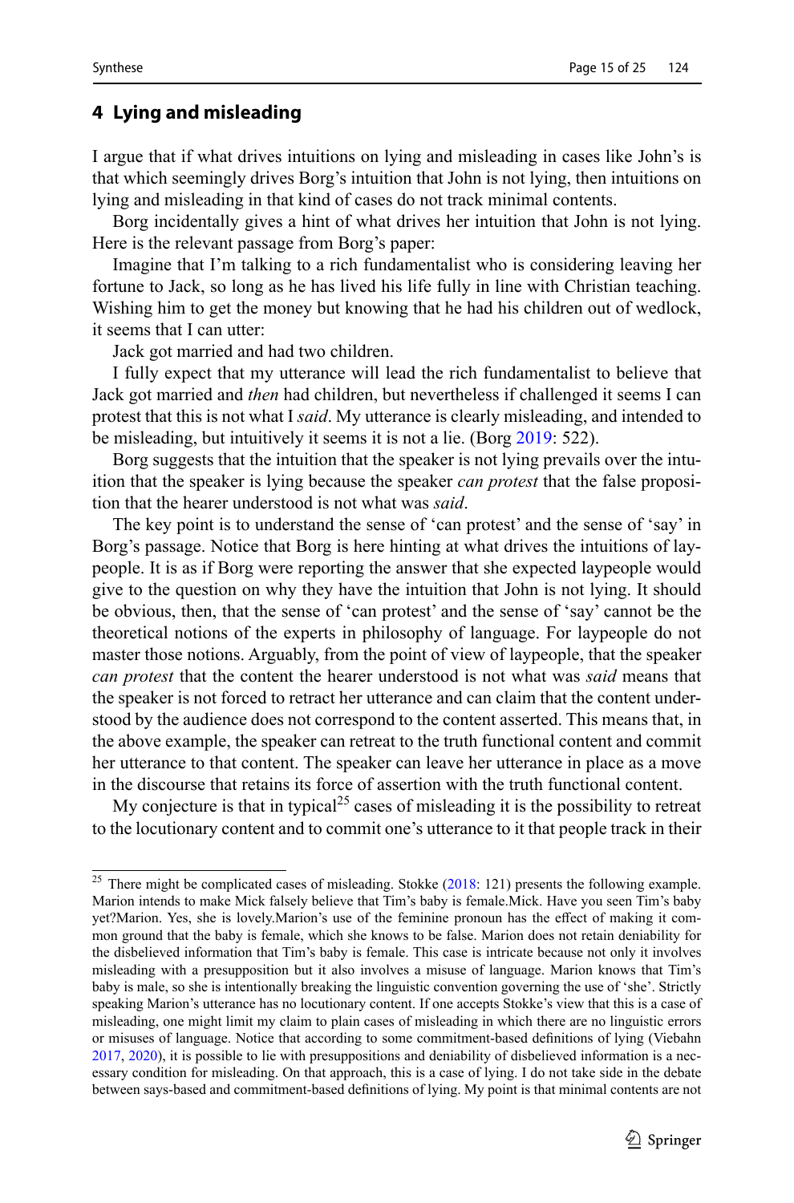## 4 Lying and misleading

I argue that if what drives intuitions on lying and misleading in cases like John's is that which seemingly drives Borg's intuition that John is not lying, then intuitions on lying and misleading in that kind of cases do not track minimal contents.

Borg incidentally gives a hint of what drives her intuition that John is not lying. Here is the relevant passage from Borg's paper:

Imagine that I'm talking to a rich fundamentalist who is considering leaving her fortune to Jack, so long as he has lived his life fully in line with Christian teaching. Wishing him to get the money but knowing that he had his children out of wedlock, it seems that I can utter:

Jack got married and had two children.

I fully expect that my utterance will lead the rich fundamentalist to believe that Jack got married and *then* had children, but nevertheless if challenged it seems I can protest that this is not what I *said*. My utterance is clearly misleading, and intended to be misleading, but intuitively it seems it is not a lie. (Borg 2019: 522).

Borg suggests that the intuition that the speaker is not lying prevails over the intuition that the speaker is lying because the speaker *can protest* that the false proposition that the hearer understood is not what was *said*.

The key point is to understand the sense of 'can protest' and the sense of 'say' in Borg's passage. Notice that Borg is here hinting at what drives the intuitions of laypeople. It is as if Borg were reporting the answer that she expected laypeople would give to the question on why they have the intuition that John is not lying. It should be obvious, then, that the sense of 'can protest' and the sense of 'say' cannot be the theoretical notions of the experts in philosophy of language. For laypeople do not master those notions. Arguably, from the point of view of laypeople, that the speaker *can protest* that the content the hearer understood is not what was *said* means that the speaker is not forced to retract her utterance and can claim that the content understood by the audience does not correspond to the content asserted. This means that, in the above example, the speaker can retreat to the truth functional content and commit her utterance to that content. The speaker can leave her utterance in place as a move in the discourse that retains its force of assertion with the truth functional content.

My conjecture is that in typical[25] cases of misleading it is the possibility to retreat to the locutionary content and to commit one's utterance to it that people track in their

[25] There might be complicated cases of misleading. Stokke (2018: 121) presents the following example. Marion intends to make Mick falsely believe that Tim's baby is female.Mick. Have you seen Tim's baby yet?Marion. Yes, she is lovely.Marion's use of the feminine pronoun has the effect of making it common ground that the baby is female, which she knows to be false. Marion does not retain deniability for the disbelieved information that Tim's baby is female. This case is intricate because not only it involves misleading with a presupposition but it also involves a misuse of language. Marion knows that Tim's baby is male, so she is intentionally breaking the linguistic convention governing the use of 'she'. Strictly speaking Marion's utterance has no locutionary content. If one accepts Stokke's view that this is a case of misleading, one might limit my claim to plain cases of misleading in which there are no linguistic errors or misuses of language. Notice that according to some commitment-based definitions of lying (Viebahn 2017, 2020), it is possible to lie with presuppositions and deniability of disbelieved information is a necessary condition for misleading. On that approach, this is a case of lying. I do not take side in the debate between says-based and commitment-based definitions of lying. My point is that minimal contents are not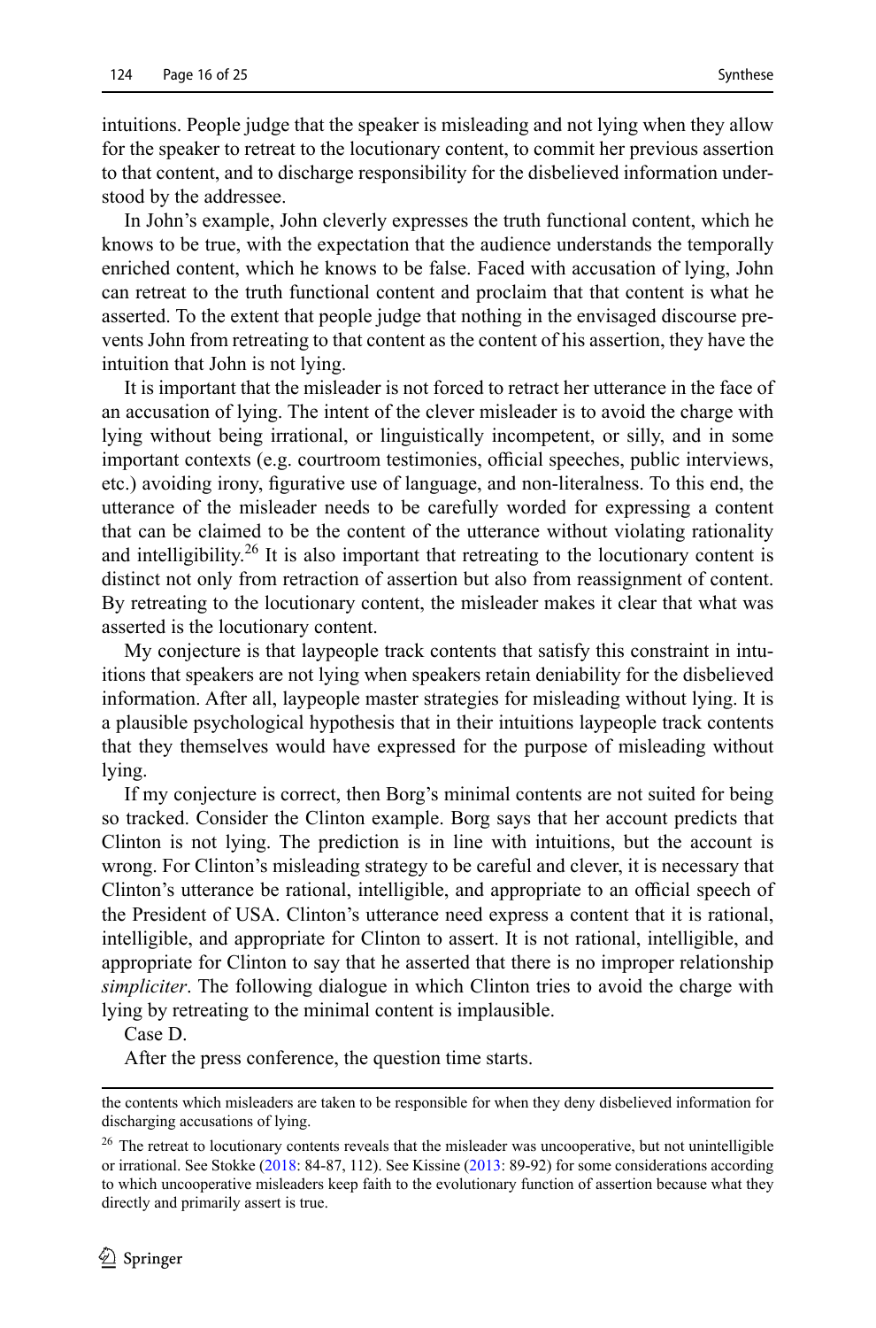intuitions. People judge that the speaker is misleading and not lying when they allow for the speaker to retreat to the locutionary content, to commit her previous assertion to that content, and to discharge responsibility for the disbelieved information understood by the addressee.

In John's example, John cleverly expresses the truth functional content, which he knows to be true, with the expectation that the audience understands the temporally enriched content, which he knows to be false. Faced with accusation of lying, John can retreat to the truth functional content and proclaim that that content is what he asserted. To the extent that people judge that nothing in the envisaged discourse prevents John from retreating to that content as the content of his assertion, they have the intuition that John is not lying.

It is important that the misleader is not forced to retract her utterance in the face of an accusation of lying. The intent of the clever misleader is to avoid the charge with lying without being irrational, or linguistically incompetent, or silly, and in some important contexts (e.g. courtroom testimonies, official speeches, public interviews, etc.) avoiding irony, figurative use of language, and non-literalness. To this end, the utterance of the misleader needs to be carefully worded for expressing a content that can be claimed to be the content of the utterance without violating rationality and intelligibility.[26] It is also important that retreating to the locutionary content is distinct not only from retraction of assertion but also from reassignment of content. By retreating to the locutionary content, the misleader makes it clear that what was asserted is the locutionary content.

My conjecture is that laypeople track contents that satisfy this constraint in intuitions that speakers are not lying when speakers retain deniability for the disbelieved information. After all, laypeople master strategies for misleading without lying. It is a plausible psychological hypothesis that in their intuitions laypeople track contents that they themselves would have expressed for the purpose of misleading without lying.

If my conjecture is correct, then Borg's minimal contents are not suited for being so tracked. Consider the Clinton example. Borg says that her account predicts that Clinton is not lying. The prediction is in line with intuitions, but the account is wrong. For Clinton's misleading strategy to be careful and clever, it is necessary that Clinton's utterance be rational, intelligible, and appropriate to an official speech of the President of USA. Clinton's utterance need express a content that it is rational, intelligible, and appropriate for Clinton to assert. It is not rational, intelligible, and appropriate for Clinton to say that he asserted that there is no improper relationship *simpliciter*. The following dialogue in which Clinton tries to avoid the charge with lying by retreating to the minimal content is implausible.

Case D.

After the press conference, the question time starts.

---

the contents which misleaders are taken to be responsible for when they deny disbelieved information for discharging accusations of lying.

[26] The retreat to locutionary contents reveals that the misleader was uncooperative, but not unintelligible or irrational. See Stokke (2018: 84-87, 112). See Kissine (2013: 89-92) for some considerations according to which uncooperative misleaders keep faith to the evolutionary function of assertion because what they directly and primarily assert is true.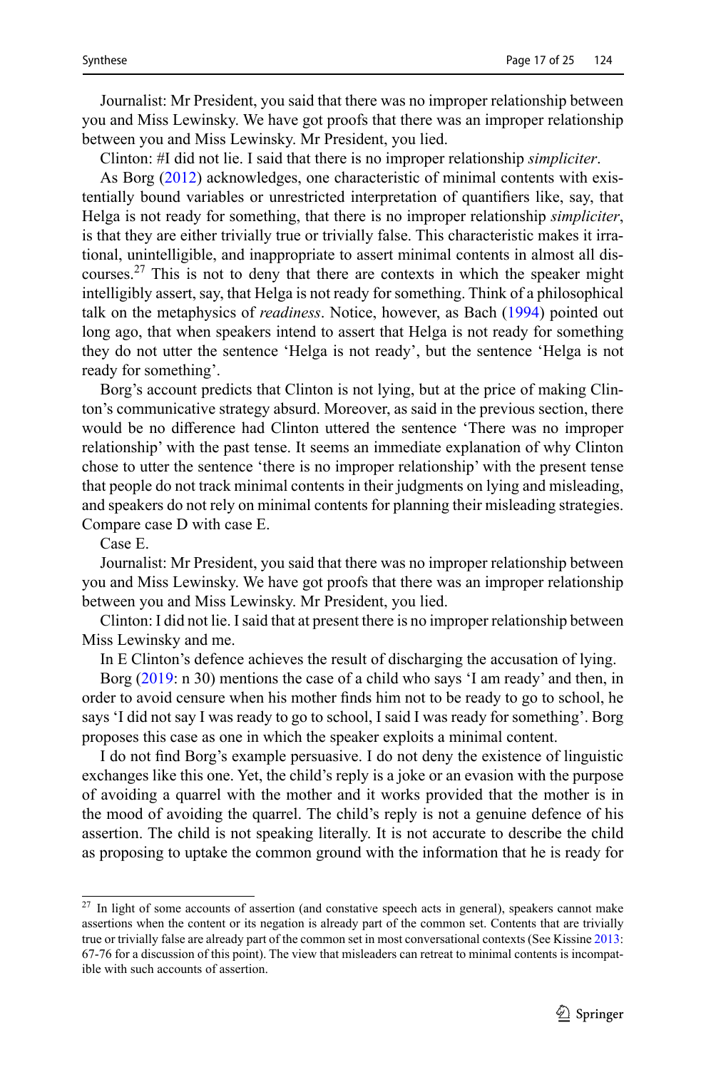Journalist: Mr President, you said that there was no improper relationship between you and Miss Lewinsky. We have got proofs that there was an improper relationship between you and Miss Lewinsky. Mr President, you lied.

Clinton: #I did not lie. I said that there is no improper relationship *simpliciter*.

As Borg (2012) acknowledges, one characteristic of minimal contents with existentially bound variables or unrestricted interpretation of quantifiers like, say, that Helga is not ready for something, that there is no improper relationship *simpliciter*, is that they are either trivially true or trivially false. This characteristic makes it irrational, unintelligible, and inappropriate to assert minimal contents in almost all discourses.[27] This is not to deny that there are contexts in which the speaker might intelligibly assert, say, that Helga is not ready for something. Think of a philosophical talk on the metaphysics of *readiness*. Notice, however, as Bach (1994) pointed out long ago, that when speakers intend to assert that Helga is not ready for something they do not utter the sentence 'Helga is not ready', but the sentence 'Helga is not ready for something'.

Borg's account predicts that Clinton is not lying, but at the price of making Clinton's communicative strategy absurd. Moreover, as said in the previous section, there would be no difference had Clinton uttered the sentence 'There was no improper relationship' with the past tense. It seems an immediate explanation of why Clinton chose to utter the sentence 'there is no improper relationship' with the present tense that people do not track minimal contents in their judgments on lying and misleading, and speakers do not rely on minimal contents for planning their misleading strategies. Compare case D with case E.

Case E.

Journalist: Mr President, you said that there was no improper relationship between you and Miss Lewinsky. We have got proofs that there was an improper relationship between you and Miss Lewinsky. Mr President, you lied.

Clinton: I did not lie. I said that at present there is no improper relationship between Miss Lewinsky and me.

In E Clinton's defence achieves the result of discharging the accusation of lying.

Borg (2019: n 30) mentions the case of a child who says 'I am ready' and then, in order to avoid censure when his mother finds him not to be ready to go to school, he says 'I did not say I was ready to go to school, I said I was ready for something'. Borg proposes this case as one in which the speaker exploits a minimal content.

I do not find Borg's example persuasive. I do not deny the existence of linguistic exchanges like this one. Yet, the child's reply is a joke or an evasion with the purpose of avoiding a quarrel with the mother and it works provided that the mother is in the mood of avoiding the quarrel. The child's reply is not a genuine defence of his assertion. The child is not speaking literally. It is not accurate to describe the child as proposing to uptake the common ground with the information that he is ready for

---

[27] In light of some accounts of assertion (and constative speech acts in general), speakers cannot make assertions when the content or its negation is already part of the common set. Contents that are trivially true or trivially false are already part of the common set in most conversational contexts (See Kissine 2013: 67-76 for a discussion of this point). The view that misleaders can retreat to minimal contents is incompatible with such accounts of assertion.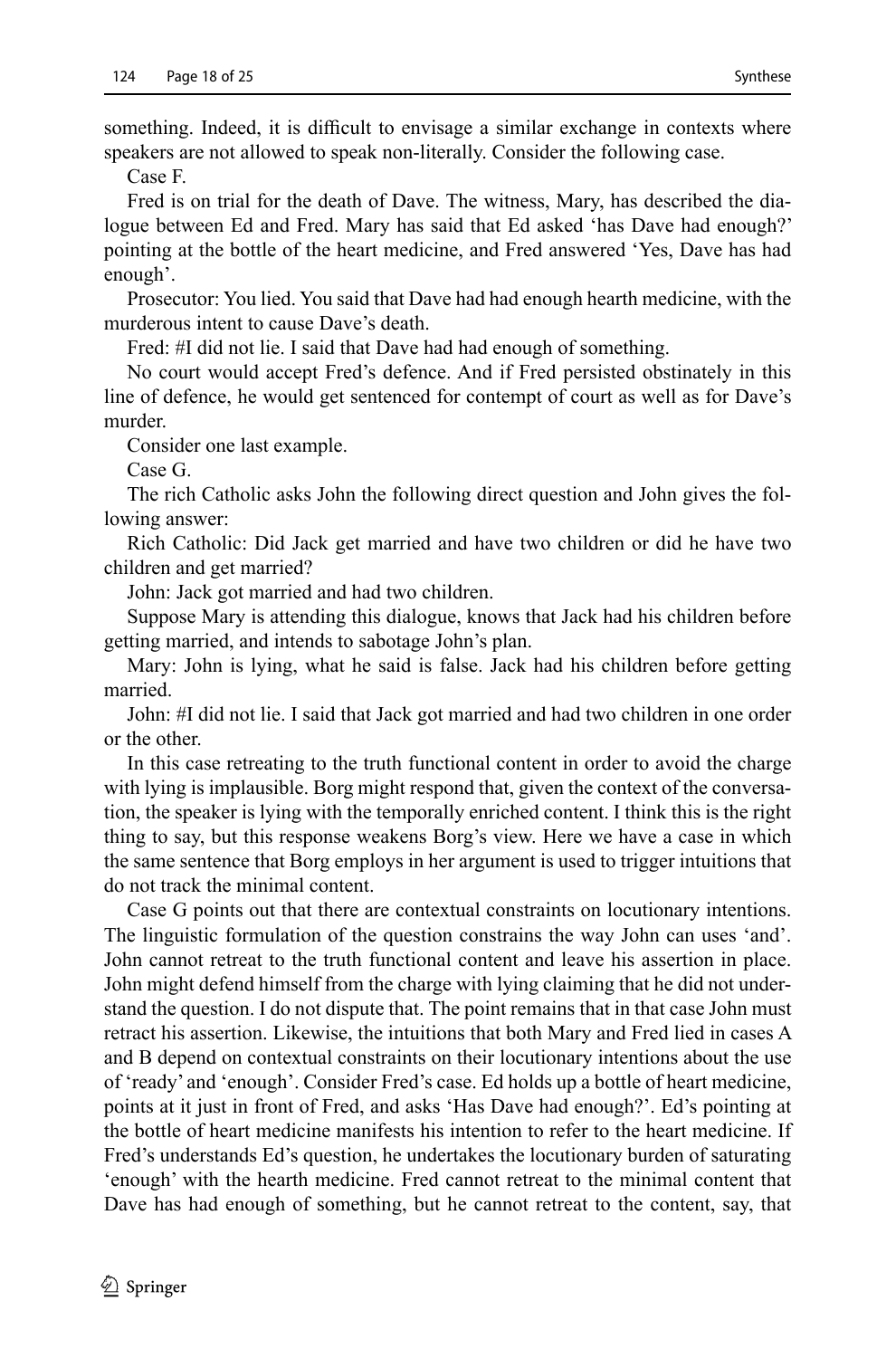something. Indeed, it is difficult to envisage a similar exchange in contexts where speakers are not allowed to speak non-literally. Consider the following case.

Case F.

Fred is on trial for the death of Dave. The witness, Mary, has described the dialogue between Ed and Fred. Mary has said that Ed asked 'has Dave had enough?' pointing at the bottle of the heart medicine, and Fred answered 'Yes, Dave has had enough'.

Prosecutor: You lied. You said that Dave had had enough hearth medicine, with the murderous intent to cause Dave's death.

Fred: #I did not lie. I said that Dave had had enough of something.

No court would accept Fred's defence. And if Fred persisted obstinately in this line of defence, he would get sentenced for contempt of court as well as for Dave's murder.

Consider one last example.

Case G.

The rich Catholic asks John the following direct question and John gives the following answer:

Rich Catholic: Did Jack get married and have two children or did he have two children and get married?

John: Jack got married and had two children.

Suppose Mary is attending this dialogue, knows that Jack had his children before getting married, and intends to sabotage John's plan.

Mary: John is lying, what he said is false. Jack had his children before getting married.

John: #I did not lie. I said that Jack got married and had two children in one order or the other.

In this case retreating to the truth functional content in order to avoid the charge with lying is implausible. Borg might respond that, given the context of the conversation, the speaker is lying with the temporally enriched content. I think this is the right thing to say, but this response weakens Borg's view. Here we have a case in which the same sentence that Borg employs in her argument is used to trigger intuitions that do not track the minimal content.

Case G points out that there are contextual constraints on locutionary intentions. The linguistic formulation of the question constrains the way John can uses 'and'. John cannot retreat to the truth functional content and leave his assertion in place. John might defend himself from the charge with lying claiming that he did not understand the question. I do not dispute that. The point remains that in that case John must retract his assertion. Likewise, the intuitions that both Mary and Fred lied in cases A and B depend on contextual constraints on their locutionary intentions about the use of 'ready' and 'enough'. Consider Fred's case. Ed holds up a bottle of heart medicine, points at it just in front of Fred, and asks 'Has Dave had enough?'. Ed's pointing at the bottle of heart medicine manifests his intention to refer to the heart medicine. If Fred's understands Ed's question, he undertakes the locutionary burden of saturating 'enough' with the hearth medicine. Fred cannot retreat to the minimal content that Dave has had enough of something, but he cannot retreat to the content, say, that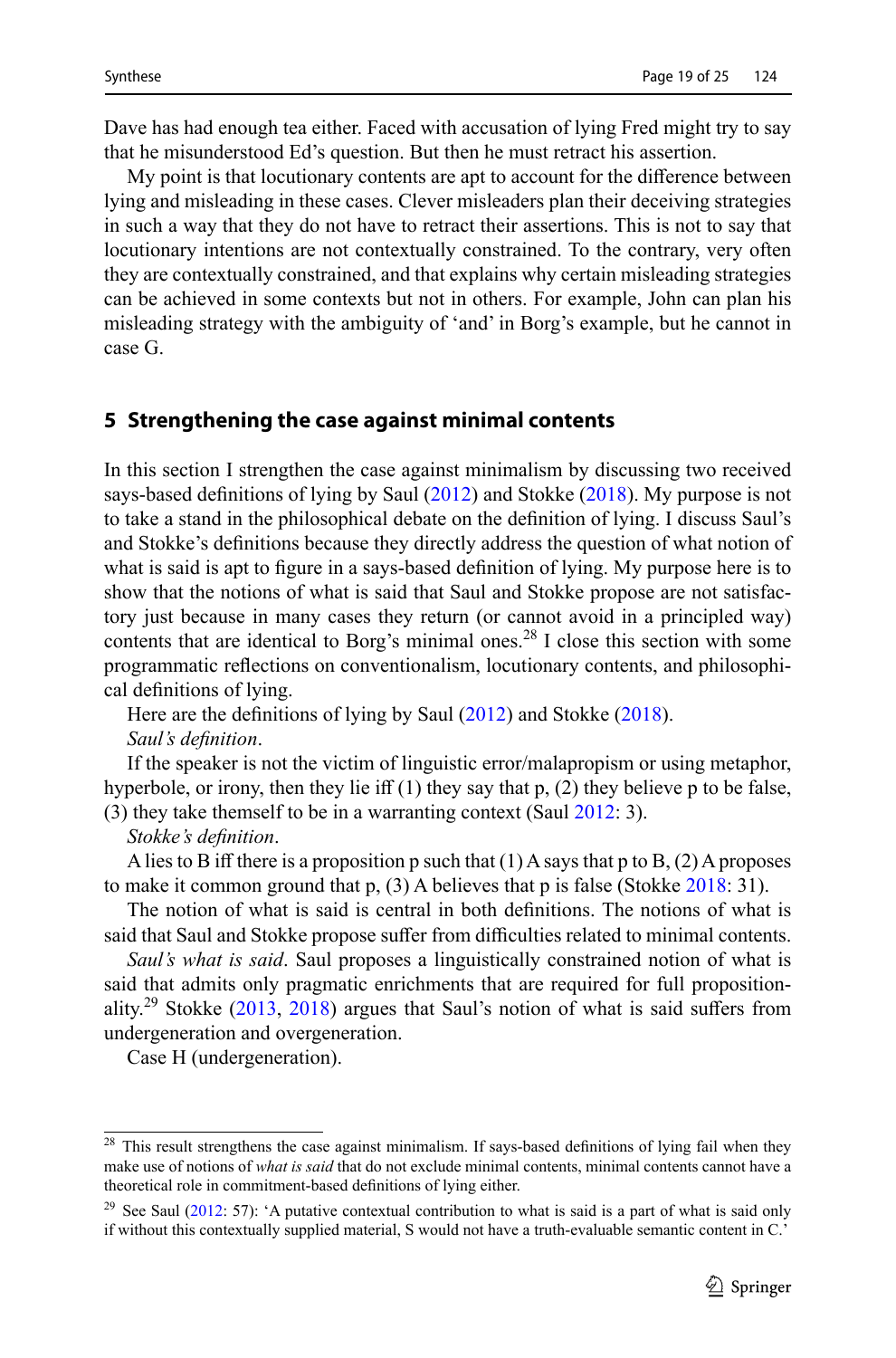Dave has had enough tea either. Faced with accusation of lying Fred might try to say that he misunderstood Ed's question. But then he must retract his assertion.

My point is that locutionary contents are apt to account for the difference between lying and misleading in these cases. Clever misleaders plan their deceiving strategies in such a way that they do not have to retract their assertions. This is not to say that locutionary intentions are not contextually constrained. To the contrary, very often they are contextually constrained, and that explains why certain misleading strategies can be achieved in some contexts but not in others. For example, John can plan his misleading strategy with the ambiguity of 'and' in Borg's example, but he cannot in case G.

## 5 Strengthening the case against minimal contents

In this section I strengthen the case against minimalism by discussing two received says-based definitions of lying by Saul (2012) and Stokke (2018). My purpose is not to take a stand in the philosophical debate on the definition of lying. I discuss Saul's and Stokke's definitions because they directly address the question of what notion of what is said is apt to figure in a says-based definition of lying. My purpose here is to show that the notions of what is said that Saul and Stokke propose are not satisfactory just because in many cases they return (or cannot avoid in a principled way) contents that are identical to Borg's minimal ones.[28] I close this section with some programmatic reflections on conventionalism, locutionary contents, and philosophical definitions of lying.

Here are the definitions of lying by Saul (2012) and Stokke (2018).

*Saul's definition*.

If the speaker is not the victim of linguistic error/malapropism or using metaphor, hyperbole, or irony, then they lie iff (1) they say that p, (2) they believe p to be false, (3) they take themself to be in a warranting context (Saul 2012: 3).

*Stokke's definition*.

A lies to B iff there is a proposition p such that (1) A says that p to B, (2) A proposes to make it common ground that p, (3) A believes that p is false (Stokke 2018: 31).

The notion of what is said is central in both definitions. The notions of what is said that Saul and Stokke propose suffer from difficulties related to minimal contents.

*Saul's what is said*. Saul proposes a linguistically constrained notion of what is said that admits only pragmatic enrichments that are required for full propositionality.[29] Stokke (2013, 2018) argues that Saul's notion of what is said suffers from undergeneration and overgeneration.

Case H (undergeneration).

---

[28] This result strengthens the case against minimalism. If says-based definitions of lying fail when they make use of notions of *what is said* that do not exclude minimal contents, minimal contents cannot have a theoretical role in commitment-based definitions of lying either.

[29] See Saul (2012: 57): 'A putative contextual contribution to what is said is a part of what is said only if without this contextually supplied material, S would not have a truth-evaluable semantic content in C.'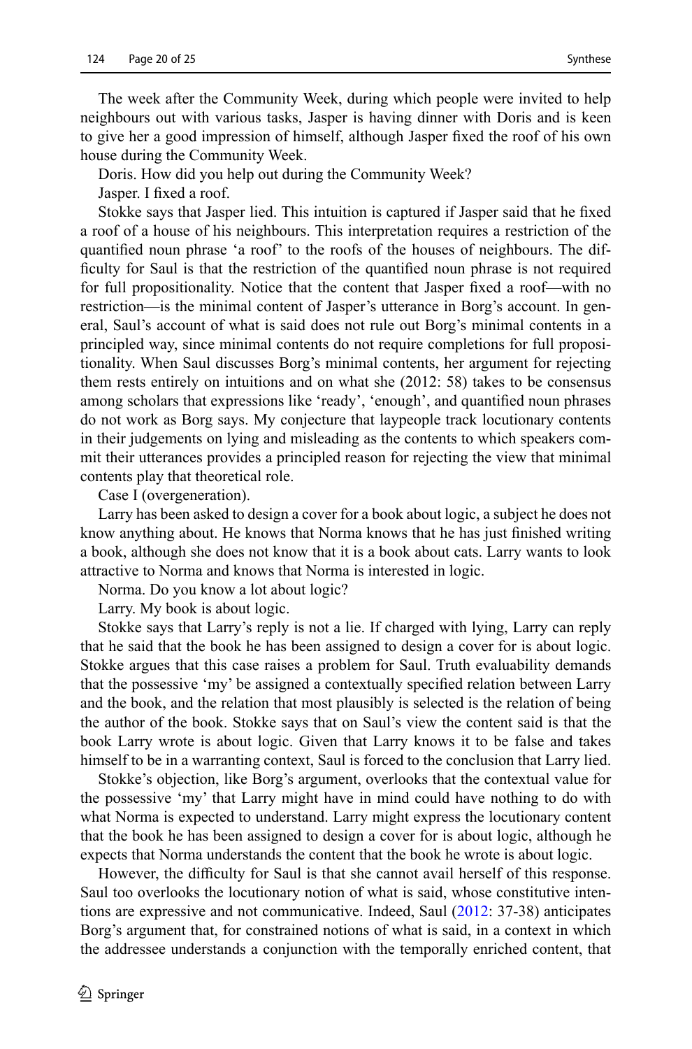The week after the Community Week, during which people were invited to help neighbours out with various tasks, Jasper is having dinner with Doris and is keen to give her a good impression of himself, although Jasper fixed the roof of his own house during the Community Week.

Doris. How did you help out during the Community Week?

Jasper. I fixed a roof.

Stokke says that Jasper lied. This intuition is captured if Jasper said that he fixed a roof of a house of his neighbours. This interpretation requires a restriction of the quantified noun phrase 'a roof' to the roofs of the houses of neighbours. The difficulty for Saul is that the restriction of the quantified noun phrase is not required for full propositionality. Notice that the content that Jasper fixed a roof—with no restriction—is the minimal content of Jasper's utterance in Borg's account. In general, Saul's account of what is said does not rule out Borg's minimal contents in a principled way, since minimal contents do not require completions for full propositionality. When Saul discusses Borg's minimal contents, her argument for rejecting them rests entirely on intuitions and on what she (2012: 58) takes to be consensus among scholars that expressions like 'ready', 'enough', and quantified noun phrases do not work as Borg says. My conjecture that laypeople track locutionary contents in their judgements on lying and misleading as the contents to which speakers commit their utterances provides a principled reason for rejecting the view that minimal contents play that theoretical role.

Case I (overgeneration).

Larry has been asked to design a cover for a book about logic, a subject he does not know anything about. He knows that Norma knows that he has just finished writing a book, although she does not know that it is a book about cats. Larry wants to look attractive to Norma and knows that Norma is interested in logic.

Norma. Do you know a lot about logic?

Larry. My book is about logic.

Stokke says that Larry's reply is not a lie. If charged with lying, Larry can reply that he said that the book he has been assigned to design a cover for is about logic. Stokke argues that this case raises a problem for Saul. Truth evaluability demands that the possessive 'my' be assigned a contextually specified relation between Larry and the book, and the relation that most plausibly is selected is the relation of being the author of the book. Stokke says that on Saul's view the content said is that the book Larry wrote is about logic. Given that Larry knows it to be false and takes himself to be in a warranting context, Saul is forced to the conclusion that Larry lied.

Stokke's objection, like Borg's argument, overlooks that the contextual value for the possessive 'my' that Larry might have in mind could have nothing to do with what Norma is expected to understand. Larry might express the locutionary content that the book he has been assigned to design a cover for is about logic, although he expects that Norma understands the content that the book he wrote is about logic.

However, the difficulty for Saul is that she cannot avail herself of this response. Saul too overlooks the locutionary notion of what is said, whose constitutive intentions are expressive and not communicative. Indeed, Saul (2012: 37-38) anticipates Borg's argument that, for constrained notions of what is said, in a context in which the addressee understands a conjunction with the temporally enriched content, that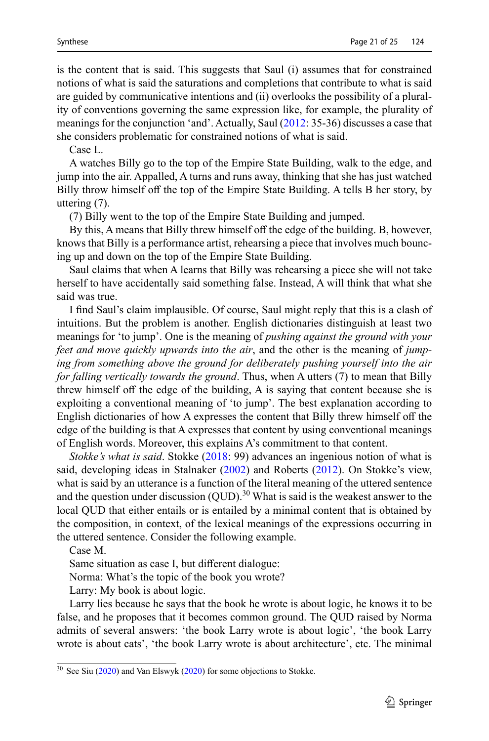is the content that is said. This suggests that Saul (i) assumes that for constrained notions of what is said the saturations and completions that contribute to what is said are guided by communicative intentions and (ii) overlooks the possibility of a plurality of conventions governing the same expression like, for example, the plurality of meanings for the conjunction 'and'. Actually, Saul (2012: 35-36) discusses a case that she considers problematic for constrained notions of what is said.

Case L.

A watches Billy go to the top of the Empire State Building, walk to the edge, and jump into the air. Appalled, A turns and runs away, thinking that she has just watched Billy throw himself off the top of the Empire State Building. A tells B her story, by uttering (7).

(7) Billy went to the top of the Empire State Building and jumped.

By this, A means that Billy threw himself off the edge of the building. B, however, knows that Billy is a performance artist, rehearsing a piece that involves much bouncing up and down on the top of the Empire State Building.

Saul claims that when A learns that Billy was rehearsing a piece she will not take herself to have accidentally said something false. Instead, A will think that what she said was true.

I find Saul's claim implausible. Of course, Saul might reply that this is a clash of intuitions. But the problem is another. English dictionaries distinguish at least two meanings for 'to jump'. One is the meaning of *pushing against the ground with your feet and move quickly upwards into the air*, and the other is the meaning of *jumping from something above the ground for deliberately pushing yourself into the air for falling vertically towards the ground*. Thus, when A utters (7) to mean that Billy threw himself off the edge of the building, A is saying that content because she is exploiting a conventional meaning of 'to jump'. The best explanation according to English dictionaries of how A expresses the content that Billy threw himself off the edge of the building is that A expresses that content by using conventional meanings of English words. Moreover, this explains A's commitment to that content.

*Stokke's what is said*. Stokke (2018: 99) advances an ingenious notion of what is said, developing ideas in Stalnaker (2002) and Roberts (2012). On Stokke's view, what is said by an utterance is a function of the literal meaning of the uttered sentence and the question under discussion (QUD).[30] What is said is the weakest answer to the local QUD that either entails or is entailed by a minimal content that is obtained by the composition, in context, of the lexical meanings of the expressions occurring in the uttered sentence. Consider the following example.

Case M.

Same situation as case I, but different dialogue:

Norma: What's the topic of the book you wrote?

Larry: My book is about logic.

Larry lies because he says that the book he wrote is about logic, he knows it to be false, and he proposes that it becomes common ground. The QUD raised by Norma admits of several answers: 'the book Larry wrote is about logic', 'the book Larry wrote is about cats', 'the book Larry wrote is about architecture', etc. The minimal

[30] See Siu (2020) and Van Elswyk (2020) for some objections to Stokke.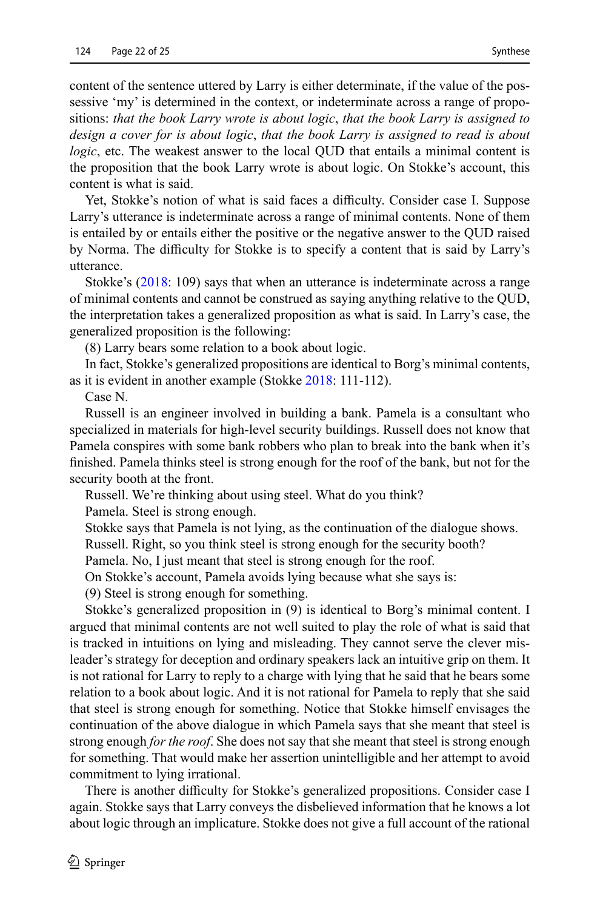content of the sentence uttered by Larry is either determinate, if the value of the possessive 'my' is determined in the context, or indeterminate across a range of propositions: *that the book Larry wrote is about logic*, *that the book Larry is assigned to design a cover for is about logic*, *that the book Larry is assigned to read is about logic*, etc. The weakest answer to the local QUD that entails a minimal content is the proposition that the book Larry wrote is about logic. On Stokke's account, this content is what is said.

Yet, Stokke's notion of what is said faces a difficulty. Consider case I. Suppose Larry's utterance is indeterminate across a range of minimal contents. None of them is entailed by or entails either the positive or the negative answer to the QUD raised by Norma. The difficulty for Stokke is to specify a content that is said by Larry's utterance.

Stokke's (2018: 109) says that when an utterance is indeterminate across a range of minimal contents and cannot be construed as saying anything relative to the QUD, the interpretation takes a generalized proposition as what is said. In Larry's case, the generalized proposition is the following:

(8) Larry bears some relation to a book about logic.

In fact, Stokke's generalized propositions are identical to Borg's minimal contents, as it is evident in another example (Stokke 2018: 111-112).

Case N.

Russell is an engineer involved in building a bank. Pamela is a consultant who specialized in materials for high-level security buildings. Russell does not know that Pamela conspires with some bank robbers who plan to break into the bank when it's finished. Pamela thinks steel is strong enough for the roof of the bank, but not for the security booth at the front.

Russell. We're thinking about using steel. What do you think?

Pamela. Steel is strong enough.

Stokke says that Pamela is not lying, as the continuation of the dialogue shows.

Russell. Right, so you think steel is strong enough for the security booth?

Pamela. No, I just meant that steel is strong enough for the roof.

On Stokke's account, Pamela avoids lying because what she says is:

(9) Steel is strong enough for something.

Stokke's generalized proposition in (9) is identical to Borg's minimal content. I argued that minimal contents are not well suited to play the role of what is said that is tracked in intuitions on lying and misleading. They cannot serve the clever misleader's strategy for deception and ordinary speakers lack an intuitive grip on them. It is not rational for Larry to reply to a charge with lying that he said that he bears some relation to a book about logic. And it is not rational for Pamela to reply that she said that steel is strong enough for something. Notice that Stokke himself envisages the continuation of the above dialogue in which Pamela says that she meant that steel is strong enough *for the roof*. She does not say that she meant that steel is strong enough for something. That would make her assertion unintelligible and her attempt to avoid commitment to lying irrational.

There is another difficulty for Stokke's generalized propositions. Consider case I again. Stokke says that Larry conveys the disbelieved information that he knows a lot about logic through an implicature. Stokke does not give a full account of the rational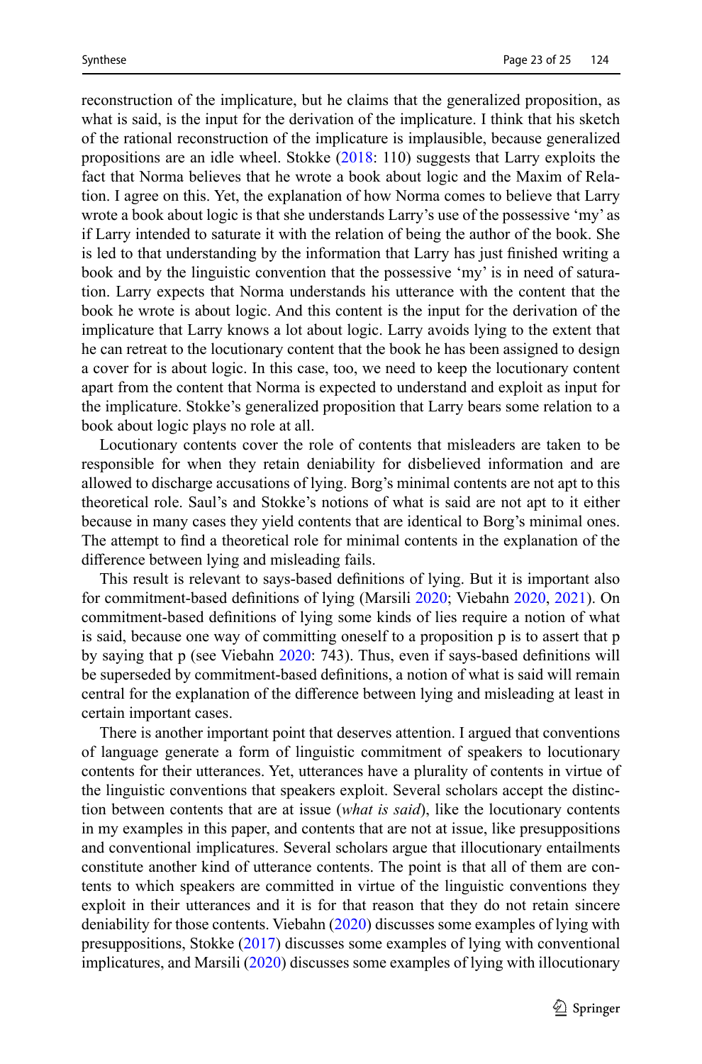reconstruction of the implicature, but he claims that the generalized proposition, as what is said, is the input for the derivation of the implicature. I think that his sketch of the rational reconstruction of the implicature is implausible, because generalized propositions are an idle wheel. Stokke (2018: 110) suggests that Larry exploits the fact that Norma believes that he wrote a book about logic and the Maxim of Relation. I agree on this. Yet, the explanation of how Norma comes to believe that Larry wrote a book about logic is that she understands Larry's use of the possessive 'my' as if Larry intended to saturate it with the relation of being the author of the book. She is led to that understanding by the information that Larry has just finished writing a book and by the linguistic convention that the possessive 'my' is in need of saturation. Larry expects that Norma understands his utterance with the content that the book he wrote is about logic. And this content is the input for the derivation of the implicature that Larry knows a lot about logic. Larry avoids lying to the extent that he can retreat to the locutionary content that the book he has been assigned to design a cover for is about logic. In this case, too, we need to keep the locutionary content apart from the content that Norma is expected to understand and exploit as input for the implicature. Stokke's generalized proposition that Larry bears some relation to a book about logic plays no role at all.

Locutionary contents cover the role of contents that misleaders are taken to be responsible for when they retain deniability for disbelieved information and are allowed to discharge accusations of lying. Borg's minimal contents are not apt to this theoretical role. Saul's and Stokke's notions of what is said are not apt to it either because in many cases they yield contents that are identical to Borg's minimal ones. The attempt to find a theoretical role for minimal contents in the explanation of the difference between lying and misleading fails.

This result is relevant to says-based definitions of lying. But it is important also for commitment-based definitions of lying (Marsili 2020; Viebahn 2020, 2021). On commitment-based definitions of lying some kinds of lies require a notion of what is said, because one way of committing oneself to a proposition p is to assert that p by saying that p (see Viebahn 2020: 743). Thus, even if says-based definitions will be superseded by commitment-based definitions, a notion of what is said will remain central for the explanation of the difference between lying and misleading at least in certain important cases.

There is another important point that deserves attention. I argued that conventions of language generate a form of linguistic commitment of speakers to locutionary contents for their utterances. Yet, utterances have a plurality of contents in virtue of the linguistic conventions that speakers exploit. Several scholars accept the distinction between contents that are at issue (*what is said*), like the locutionary contents in my examples in this paper, and contents that are not at issue, like presuppositions and conventional implicatures. Several scholars argue that illocutionary entailments constitute another kind of utterance contents. The point is that all of them are contents to which speakers are committed in virtue of the linguistic conventions they exploit in their utterances and it is for that reason that they do not retain sincere deniability for those contents. Viebahn (2020) discusses some examples of lying with presuppositions, Stokke (2017) discusses some examples of lying with conventional implicatures, and Marsili (2020) discusses some examples of lying with illocutionary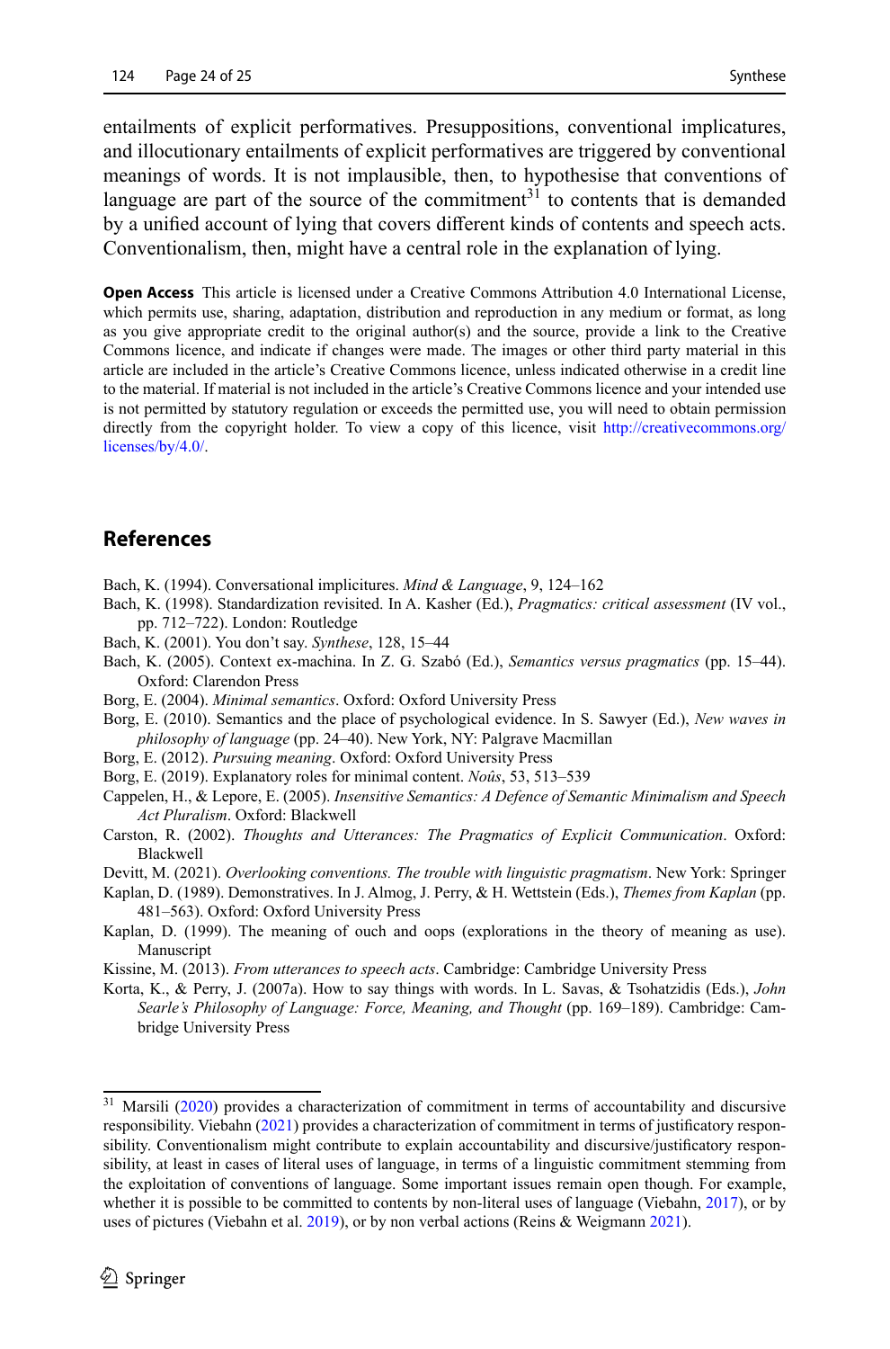entailments of explicit performatives. Presuppositions, conventional implicatures, and illocutionary entailments of explicit performatives are triggered by conventional meanings of words. It is not implausible, then, to hypothesise that conventions of language are part of the source of the commitment[31] to contents that is demanded by a unified account of lying that covers different kinds of contents and speech acts. Conventionalism, then, might have a central role in the explanation of lying.

**Open Access** This article is licensed under a Creative Commons Attribution 4.0 International License, which permits use, sharing, adaptation, distribution and reproduction in any medium or format, as long as you give appropriate credit to the original author(s) and the source, provide a link to the Creative Commons licence, and indicate if changes were made. The images or other third party material in this article are included in the article's Creative Commons licence, unless indicated otherwise in a credit line to the material. If material is not included in the article's Creative Commons licence and your intended use is not permitted by statutory regulation or exceeds the permitted use, you will need to obtain permission directly from the copyright holder. To view a copy of this licence, visit http://creativecommons.org/licenses/by/4.0/.

## References

Bach, K. (1994). Conversational impliciture. *Mind & Language*, 9, 124–162

Bach, K. (1998). Standardization revisited. In A. Kasher (Ed.), *Pragmatics: critical assessment* (IV vol., pp. 712–722). London: Routledge

Bach, K. (2001). You don't say. *Synthese*, 128, 15–44

Bach, K. (2005). Context ex-machina. In Z. G. Szabó (Ed.), *Semantics versus pragmatics* (pp. 15–44). Oxford: Clarendon Press

Borg, E. (2004). *Minimal semantics*. Oxford: Oxford University Press

Borg, E. (2010). Semantics and the place of psychological evidence. In S. Sawyer (Ed.), *New waves in philosophy of language* (pp. 24–40). New York, NY: Palgrave Macmillan

Borg, E. (2012). *Pursuing meaning*. Oxford: Oxford University Press

Borg, E. (2019). Explanatory roles for minimal content. *Noûs*, 53, 513–539

Cappelen, H., & Lepore, E. (2005). *Insensitive Semantics: A Defence of Semantic Minimalism and Speech Act Pluralism*. Oxford: Blackwell

Carston, R. (2002). *Thoughts and Utterances: The Pragmatics of Explicit Communication*. Oxford: Blackwell

Devitt, M. (2021). *Overlooking conventions. The trouble with linguistic pragmatism*. New York: Springer

Kaplan, D. (1989). Demonstratives. In J. Almog, J. Perry, & H. Wettstein (Eds.), *Themes from Kaplan* (pp. 481–563). Oxford: Oxford University Press

Kaplan, D. (1999). The meaning of ouch and oops (explorations in the theory of meaning as use). Manuscript

Kissine, M. (2013). *From utterances to speech acts*. Cambridge: Cambridge University Press

Korta, K., & Perry, J. (2007a). How to say things with words. In L. Savas, & Tsohatzidis (Eds.), *John Searle's Philosophy of Language: Force, Meaning, and Thought* (pp. 169–189). Cambridge: Cambridge University Press

---

[31] Marsili (2020) provides a characterization of commitment in terms of accountability and discursive responsibility. Viebahn (2021) provides a characterization of commitment in terms of justificatory responsibility. Conventionalism might contribute to explain accountability and discursive/justificatory responsibility, at least in cases of literal uses of language, in terms of a linguistic commitment stemming from the exploitation of conventions of language. Some important issues remain open though. For example, whether it is possible to be committed to contents by non-literal uses of language (Viebahn, 2017), or by uses of pictures (Viebahn et al. 2019), or by non verbal actions (Reins & Weigmann 2021).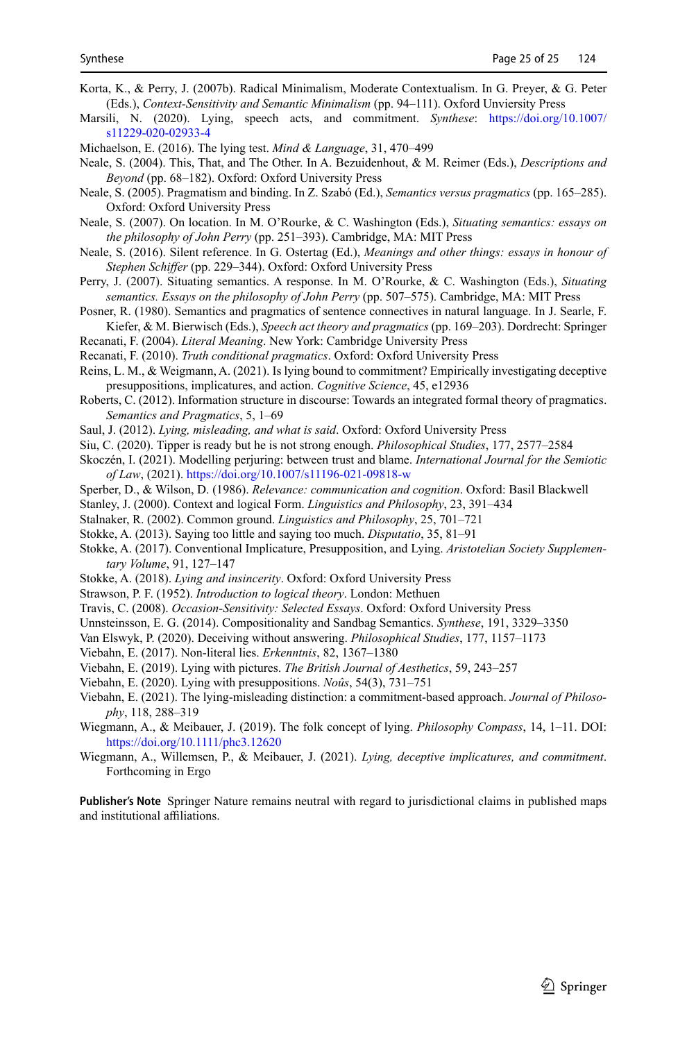Korta, K., & Perry, J. (2007b). Radical Minimalism, Moderate Contextualism. In G. Preyer, & G. Peter (Eds.), *Context-Sensitivity and Semantic Minimalism* (pp. 94–111). Oxford Unviersity Press

Marsili, N. (2020). Lying, speech acts, and commitment. *Synthese*: https://doi.org/10.1007/s11229-020-02933-4

Michaelson, E. (2016). The lying test. *Mind & Language*, 31, 470–499

Neale, S. (2004). This, That, and The Other. In A. Bezuidenhout, & M. Reimer (Eds.), *Descriptions and Beyond* (pp. 68–182). Oxford: Oxford University Press

Neale, S. (2005). Pragmatism and binding. In Z. Szabó (Ed.), *Semantics versus pragmatics* (pp. 165–285). Oxford: Oxford University Press

Neale, S. (2007). On location. In M. O'Rourke, & C. Washington (Eds.), *Situating semantics: essays on the philosophy of John Perry* (pp. 251–393). Cambridge, MA: MIT Press

Neale, S. (2016). Silent reference. In G. Ostertag (Ed.), *Meanings and other things: essays in honour of Stephen Schiffer* (pp. 229–344). Oxford: Oxford University Press

Perry, J. (2007). Situating semantics. A response. In M. O'Rourke, & C. Washington (Eds.), *Situating semantics. Essays on the philosophy of John Perry* (pp. 507–575). Cambridge, MA: MIT Press

Posner, R. (1980). Semantics and pragmatics of sentence connectives in natural language. In J. Searle, F. Kiefer, & M. Bierwisch (Eds.), *Speech act theory and pragmatics* (pp. 169–203). Dordrecht: Springer

Recanati, F. (2004). *Literal Meaning*. New York: Cambridge University Press

Recanati, F. (2010). *Truth conditional pragmatics*. Oxford: Oxford University Press

Reins, L. M., & Weigmann, A. (2021). Is lying bound to commitment? Empirically investigating deceptive presuppositions, implicatures, and action. *Cognitive Science*, 45, e12936

Roberts, C. (2012). Information structure in discourse: Towards an integrated formal theory of pragmatics. *Semantics and Pragmatics*, 5, 1–69

Saul, J. (2012). *Lying, misleading, and what is said*. Oxford: Oxford University Press

Siu, C. (2020). Tipper is ready but he is not strong enough. *Philosophical Studies*, 177, 2577–2584

Skoczén, I. (2021). Modelling perjuring: between trust and blame. *International Journal for the Semiotic of Law*, (2021). https://doi.org/10.1007/s11196-021-09818-w

Sperber, D., & Wilson, D. (1986). *Relevance: communication and cognition*. Oxford: Basil Blackwell

Stanley, J. (2000). Context and logical Form. *Linguistics and Philosophy*, 23, 391–434

Stalnaker, R. (2002). Common ground. *Linguistics and Philosophy*, 25, 701–721

Stokke, A. (2013). Saying too little and saying too much. *Disputatio*, 35, 81–91

Stokke, A. (2017). Conventional Implicature, Presupposition, and Lying. *Aristotelian Society Supplementary Volume*, 91, 127–147

Stokke, A. (2018). *Lying and insincerity*. Oxford: Oxford University Press

Strawson, P. F. (1952). *Introduction to logical theory*. London: Methuen

Travis, C. (2008). *Occasion-Sensitivity: Selected Essays*. Oxford: Oxford University Press

Unnsteinsson, E. G. (2014). Compositionality and Sandbag Semantics. *Synthese*, 191, 3329–3350

Van Elswyk, P. (2020). Deceiving without answering. *Philosophical Studies*, 177, 1157–1173

Viebahn, E. (2017). Non-literal lies. *Erkenntnis*, 82, 1367–1380

Viebahn, E. (2019). Lying with pictures. *The British Journal of Aesthetics*, 59, 243–257

Viebahn, E. (2020). Lying with presuppositions. *Noûs*, 54(3), 731–751

Viebahn, E. (2021). The lying-misleading distinction: a commitment-based approach. *Journal of Philosophy*, 118, 288–319

Wiegmann, A., & Meibauer, J. (2019). The folk concept of lying. *Philosophy Compass*, 14, 1–11. DOI: https://doi.org/10.1111/phc3.12620

Wiegmann, A., Willemsen, P., & Meibauer, J. (2021). *Lying, deceptive implicatures, and commitment*. Forthcoming in Ergo

**Publisher's Note** Springer Nature remains neutral with regard to jurisdictional claims in published maps and institutional affiliations.